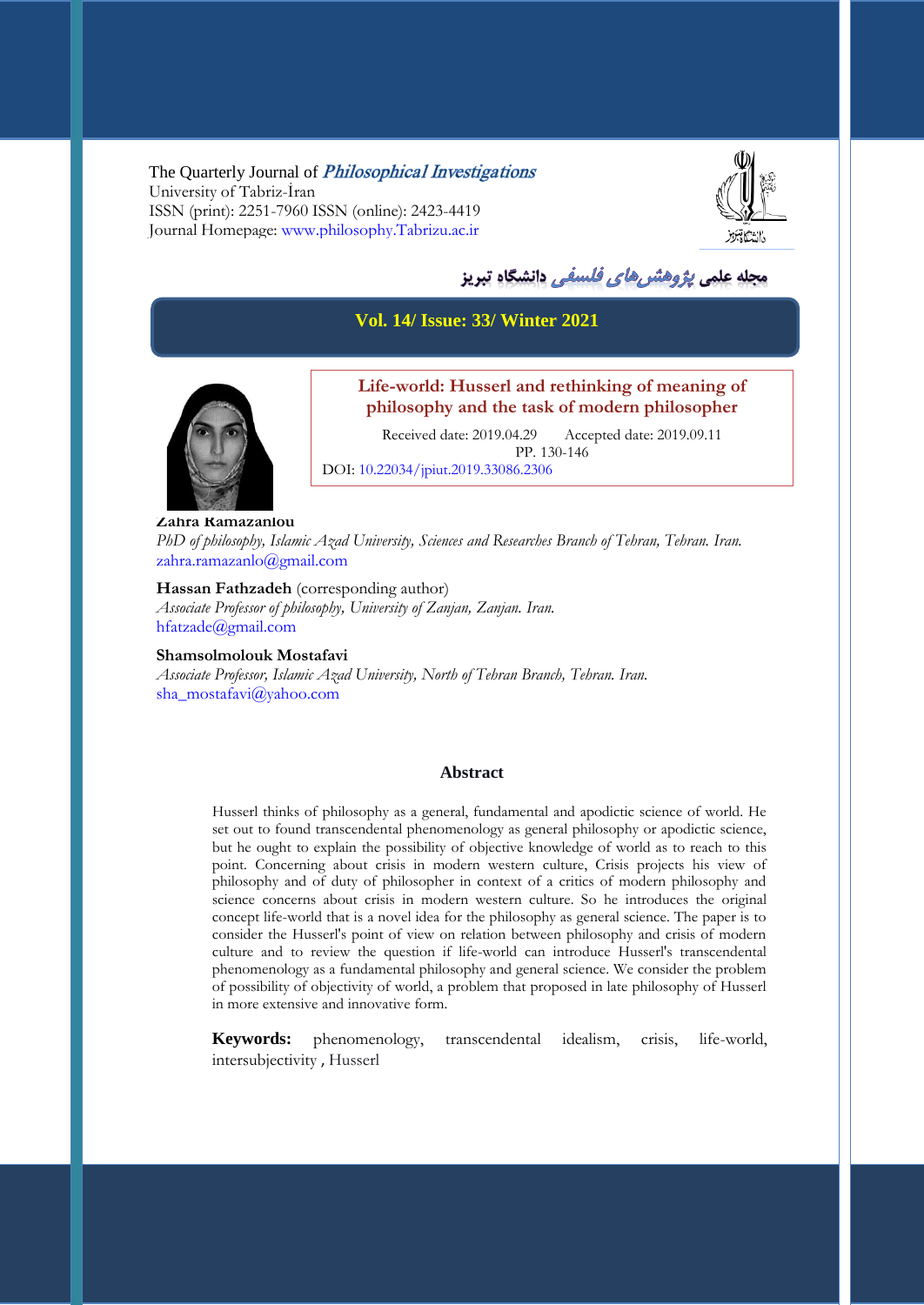The Quarterly Journal of *Philosophical Investigations*
University of Tabriz-Iran
ISSN (print): 2251-7960 ISSN (online): 2423-4419
Journal Homepage: www.philosophy.Tabrizu.ac.ir

مجله علمی پژوهش‌های فلسفی دانشگاه تبریز

**Vol. 14/ Issue: 33/ Winter 2021**

# Life-world: Husserl and rethinking of meaning of philosophy and the task of modern philosopher

Received date: 2019.04.29 Accepted date: 2019.09.11
PP. 130-146
DOI: 10.22034/jpiut.2019.33086.2306

**Zahra Ramazanlou**
*PhD of philosophy, Islamic Azad University, Sciences and Researches Branch of Tehran, Tehran. Iran.*
zahra.ramazanlo@gmail.com

**Hassan Fathzadeh** (corresponding author)
*Associate Professor of philosophy, University of Zanjan, Zanjan. Iran.*
hfatzade@gmail.com

**Shamsolmolouk Mostafavi**
*Associate Professor, Islamic Azad University, North of Tehran Branch, Tehran. Iran.*
sha_mostafavi@yahoo.com

## Abstract

Husserl thinks of philosophy as a general, fundamental and apodictic science of world. He set out to found transcendental phenomenology as general philosophy or apodictic science, but he ought to explain the possibility of objective knowledge of world as to reach to this point. Concerning about crisis in modern western culture, Crisis projects his view of philosophy and of duty of philosopher in context of a critics of modern philosophy and science concerns about crisis in modern western culture. So he introduces the original concept life-world that is a novel idea for the philosophy as general science. The paper is to consider the Husserl's point of view on relation between philosophy and crisis of modern culture and to review the question if life-world can introduce Husserl's transcendental phenomenology as a fundamental philosophy and general science. We consider the problem of possibility of objectivity of world, a problem that proposed in late philosophy of Husserl in more extensive and innovative form.

**Keywords:** phenomenology, transcendental idealism, crisis, life-world, intersubjectivity , Husserl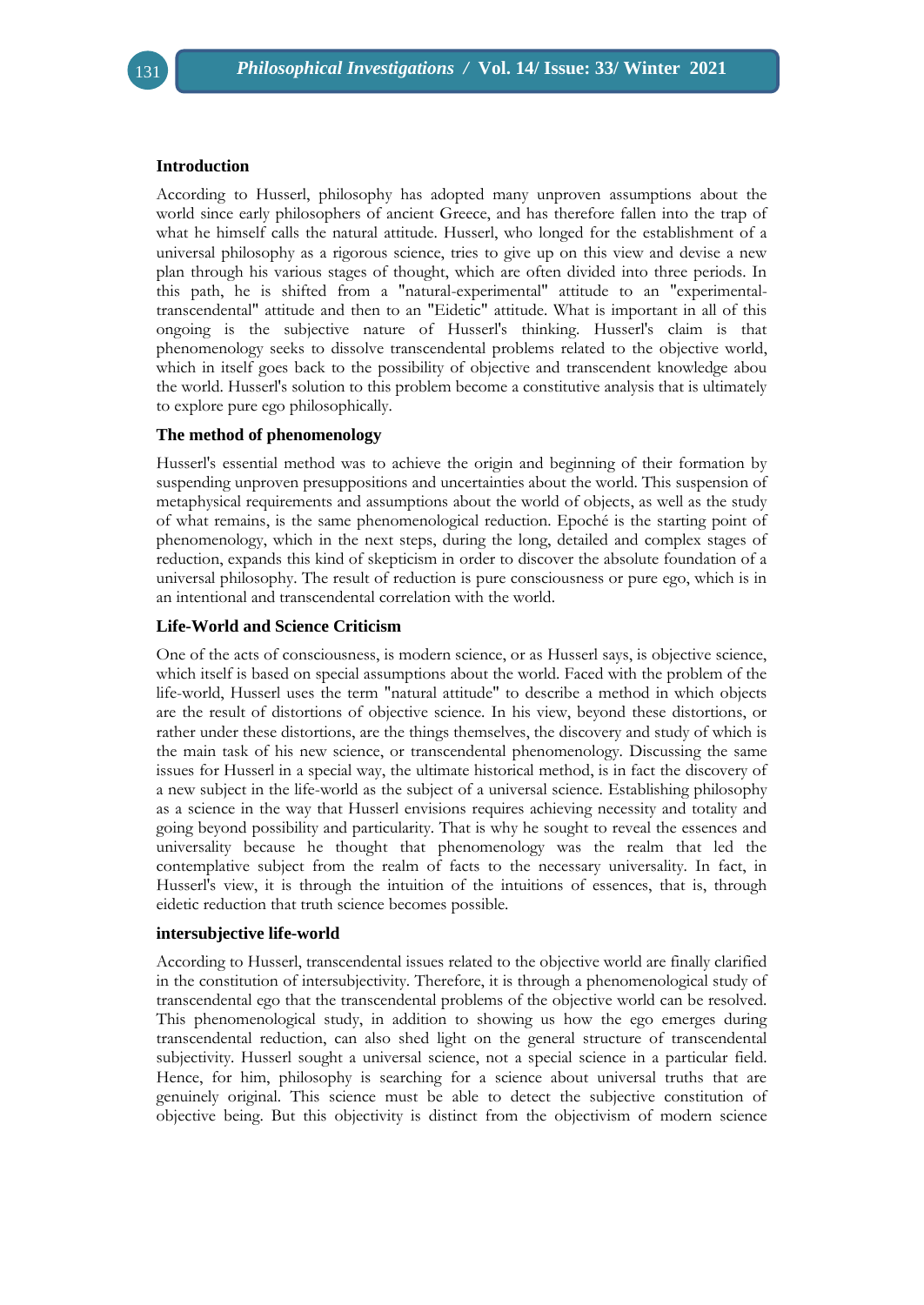### Introduction

According to Husserl, philosophy has adopted many unproven assumptions about the world since early philosophers of ancient Greece, and has therefore fallen into the trap of what he himself calls the natural attitude. Husserl, who longed for the establishment of a universal philosophy as a rigorous science, tries to give up on this view and devise a new plan through his various stages of thought, which are often divided into three periods. In this path, he is shifted from a "natural-experimental" attitude to an "experimental-transcendental" attitude and then to an "Eidetic" attitude. What is important in all of this ongoing is the subjective nature of Husserl's thinking. Husserl's claim is that phenomenology seeks to dissolve transcendental problems related to the objective world, which in itself goes back to the possibility of objective and transcendent knowledge abou the world. Husserl's solution to this problem become a constitutive analysis that is ultimately to explore pure ego philosophically.

### The method of phenomenology

Husserl's essential method was to achieve the origin and beginning of their formation by suspending unproven presuppositions and uncertainties about the world. This suspension of metaphysical requirements and assumptions about the world of objects, as well as the study of what remains, is the same phenomenological reduction. Epoché is the starting point of phenomenology, which in the next steps, during the long, detailed and complex stages of reduction, expands this kind of skepticism in order to discover the absolute foundation of a universal philosophy. The result of reduction is pure consciousness or pure ego, which is in an intentional and transcendental correlation with the world.

### Life-World and Science Criticism

One of the acts of consciousness, is modern science, or as Husserl says, is objective science, which itself is based on special assumptions about the world. Faced with the problem of the life-world, Husserl uses the term "natural attitude" to describe a method in which objects are the result of distortions of objective science. In his view, beyond these distortions, or rather under these distortions, are the things themselves, the discovery and study of which is the main task of his new science, or transcendental phenomenology. Discussing the same issues for Husserl in a special way, the ultimate historical method, is in fact the discovery of a new subject in the life-world as the subject of a universal science. Establishing philosophy as a science in the way that Husserl envisions requires achieving necessity and totality and going beyond possibility and particularity. That is why he sought to reveal the essences and universality because he thought that phenomenology was the realm that led the contemplative subject from the realm of facts to the necessary universality. In fact, in Husserl's view, it is through the intuition of the intuitions of essences, that is, through eidetic reduction that truth science becomes possible.

### intersubjective life-world

According to Husserl, transcendental issues related to the objective world are finally clarified in the constitution of intersubjectivity. Therefore, it is through a phenomenological study of transcendental ego that the transcendental problems of the objective world can be resolved. This phenomenological study, in addition to showing us how the ego emerges during transcendental reduction, can also shed light on the general structure of transcendental subjectivity. Husserl sought a universal science, not a special science in a particular field. Hence, for him, philosophy is searching for a science about universal truths that are genuinely original. This science must be able to detect the subjective constitution of objective being. But this objectivity is distinct from the objectivism of modern science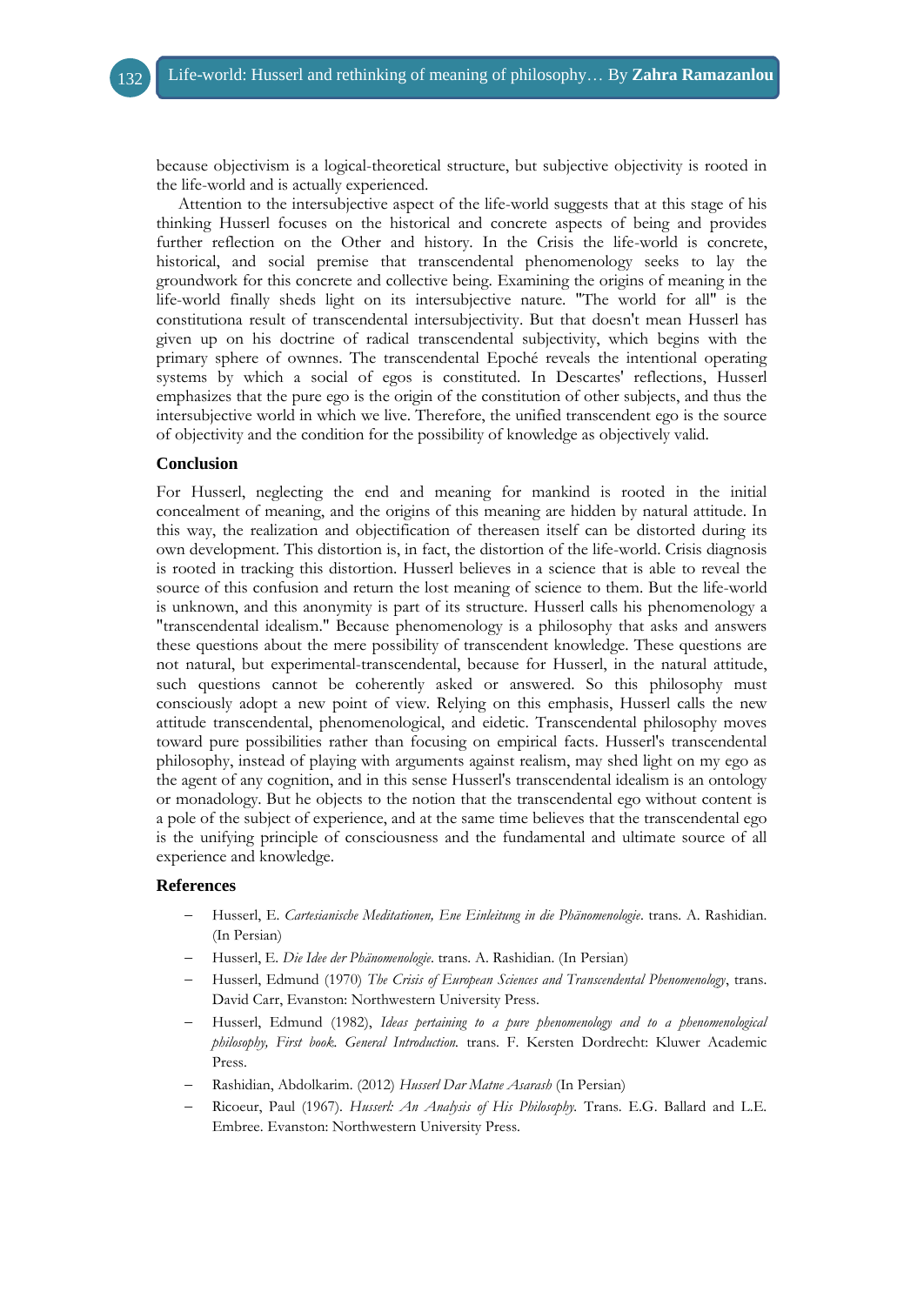because objectivism is a logical-theoretical structure, but subjective objectivity is rooted in the life-world and is actually experienced.

Attention to the intersubjective aspect of the life-world suggests that at this stage of his thinking Husserl focuses on the historical and concrete aspects of being and provides further reflection on the Other and history. In the Crisis the life-world is concrete, historical, and social premise that transcendental phenomenology seeks to lay the groundwork for this concrete and collective being. Examining the origins of meaning in the life-world finally sheds light on its intersubjective nature. "The world for all" is the constitutiona result of transcendental intersubjectivity. But that doesn't mean Husserl has given up on his doctrine of radical transcendental subjectivity, which begins with the primary sphere of ownnes. The transcendental Epoché reveals the intentional operating systems by which a social of egos is constituted. In Descartes' reflections, Husserl emphasizes that the pure ego is the origin of the constitution of other subjects, and thus the intersubjective world in which we live. Therefore, the unified transcendent ego is the source of objectivity and the condition for the possibility of knowledge as objectively valid.

## Conclusion

For Husserl, neglecting the end and meaning for mankind is rooted in the initial concealment of meaning, and the origins of this meaning are hidden by natural attitude. In this way, the realization and objectification of thereasen itself can be distorted during its own development. This distortion is, in fact, the distortion of the life-world. Crisis diagnosis is rooted in tracking this distortion. Husserl believes in a science that is able to reveal the source of this confusion and return the lost meaning of science to them. But the life-world is unknown, and this anonymity is part of its structure. Husserl calls his phenomenology a "transcendental idealism." Because phenomenology is a philosophy that asks and answers these questions about the mere possibility of transcendent knowledge. These questions are not natural, but experimental-transcendental, because for Husserl, in the natural attitude, such questions cannot be coherently asked or answered. So this philosophy must consciously adopt a new point of view. Relying on this emphasis, Husserl calls the new attitude transcendental, phenomenological, and eidetic. Transcendental philosophy moves toward pure possibilities rather than focusing on empirical facts. Husserl's transcendental philosophy, instead of playing with arguments against realism, may shed light on my ego as the agent of any cognition, and in this sense Husserl's transcendental idealism is an ontology or monadology. But he objects to the notion that the transcendental ego without content is a pole of the subject of experience, and at the same time believes that the transcendental ego is the unifying principle of consciousness and the fundamental and ultimate source of all experience and knowledge.

## References

- Husserl, E. *Cartesianische Meditationen, Ene Einleitung in die Phänomenologie*. trans. A. Rashidian. (In Persian)
- Husserl, E. *Die Idee der Phänomenologie*. trans. A. Rashidian. (In Persian)
- Husserl, Edmund (1970) *The Crisis of European Sciences and Transcendental Phenomenology*, trans. David Carr, Evanston: Northwestern University Press.
- Husserl, Edmund (1982), *Ideas pertaining to a pure phenomenology and to a phenomenological philosophy, First book. General Introduction.* trans. F. Kersten Dordrecht: Kluwer Academic Press.
- Rashidian, Abdolkarim. (2012) *Husserl Dar Matne Asarash* (In Persian)
- Ricoeur, Paul (1967). *Husserl: An Analysis of His Philosophy.* Trans. E.G. Ballard and L.E. Embree. Evanston: Northwestern University Press.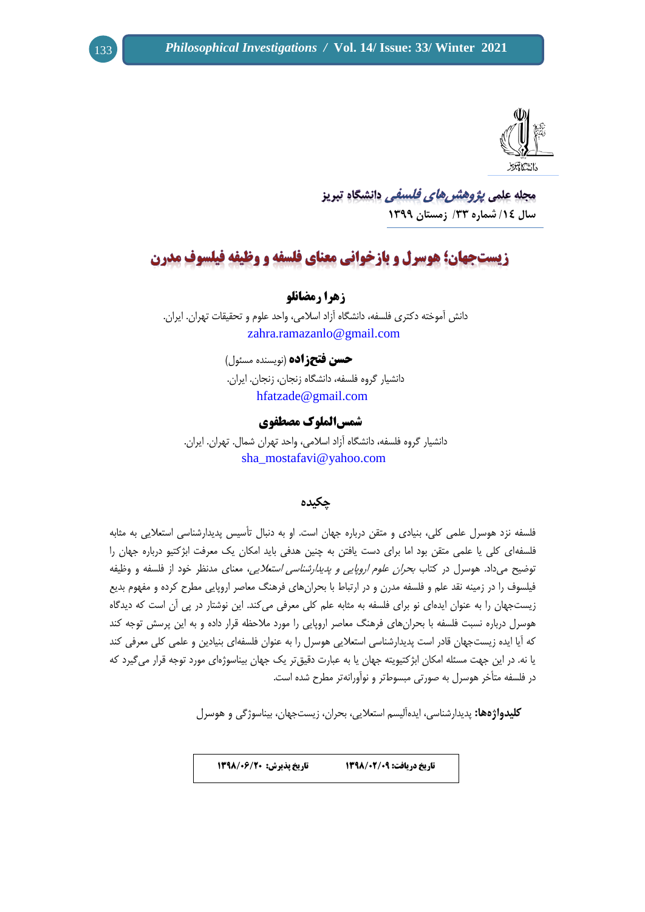مجله علمی *پژوهش‌های فلسفی* دانشگاه تبریز

سال ۱٤/ شماره ۳۳/ زمستان ۱۳۹۹

# زیست‌جهان؛ هوسرل و بازخوانی معنای فلسفه و وظیفه فیلسوف مدرن

**زهرا رمضانلو**

دانش آموخته دکتری فلسفه، دانشگاه آزاد اسلامی، واحد علوم و تحقیقات تهران. ایران.

zahra.ramazanlo@gmail.com

**حسن فتح‌زاده** (نویسنده مسئول)

دانشیار گروه فلسفه، دانشگاه زنجان، زنجان. ایران.

hfatzade@gmail.com

**شمس‌الملوک مصطفوی**

دانشیار گروه فلسفه، دانشگاه آزاد اسلامی، واحد تهران شمال. تهران. ایران.

sha_mostafavi@yahoo.com

## چکیده

فلسفه نزد هوسرل علمی کلی، بنیادی و متقن درباره جهان است. او به دنبال تأسیس پدیدارشناسی استعلایی به مثابه فلسفه‌ای کلی یا علمی متقن بود اما برای دست یافتن به چنین هدفی باید امکان یک معرفت ابژکتیو درباره جهان را توضیح می‌داد. هوسرل در کتاب *بحران علوم اروپایی و پدیدارشناسی استعلایی*، معنای مدنظر خود از فلسفه و وظیفه فیلسوف را در زمینه نقد علم و فلسفه مدرن و در ارتباط با بحران‌های فرهنگ معاصر اروپایی مطرح کرده و مفهوم بدیع زیست‌جهان را به عنوان ایده‌ای نو برای فلسفه به مثابه علم کلی معرفی می‌کند. این نوشتار در پی آن است که دیدگاه هوسرل درباره نسبت فلسفه با بحران‌های فرهنگ معاصر اروپایی را مورد ملاحظه قرار داده و به این پرسش توجه کند که آیا ایده زیست‌جهان قادر است پدیدارشناسی استعلایی هوسرل را به عنوان فلسفه‌ای بنیادین و علمی کلی معرفی کند یا نه. در این جهت مسئله امکان ابژکتیویته جهان یا به عبارت دقیق‌تر یک جهان بیناسوژه‌ای مورد توجه قرار می‌گیرد که در فلسفه متأخر هوسرل به صورتی مبسوط‌تر و نوآورانه‌تر مطرح شده است.

**کلیدواژه‌ها:** پدیدارشناسی، ایده‌آلیسم استعلایی، بحران، زیست‌جهان، بیناسوژگی و هوسرل

| **تاریخ دریافت: ۱۳۹۸/۰۲/۰۹** | **تاریخ پذیرش: ۱۳۹۸/۰۶/۲۰** |
| --- | --- |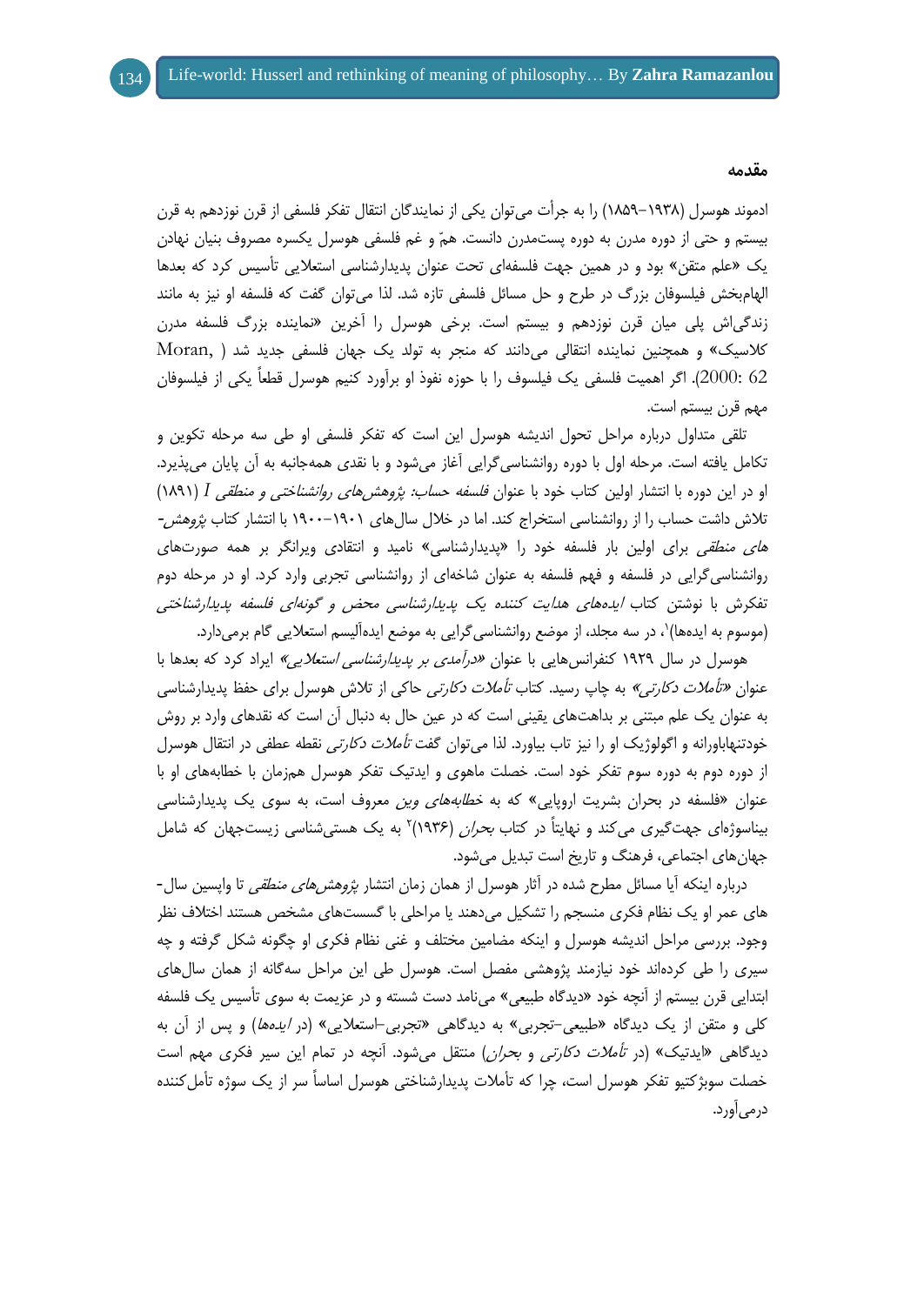### مقدمه

ادموند هوسرل (۱۹۳۸–۱۸۵۹) را به جرأت می‌توان یکی از نمایندگان انتقال تفکر فلسفی از قرن نوزدهم به قرن بیستم و حتی از دوره مدرن به دوره پست‌مدرن دانست. همّ و غم فلسفی هوسرل یکسره مصروف بنیان نهادن یک «علم متقن» بود و در همین جهت فلسفه‌ای تحت عنوان پدیدارشناسی استعلایی تأسیس کرد که بعدها الهام‌بخش فیلسوفان بزرگ در طرح و حل مسائل فلسفی تازه شد. لذا می‌توان گفت که فلسفه او نیز به مانند زندگی‌اش پلی میان قرن نوزدهم و بیستم است. برخی هوسرل را آخرین «نماینده بزرگ فلسفه مدرن کلاسیک» و همچنین نماینده انتقالی می‌دانند که منجر به تولد یک جهان فلسفی جدید شد (Moran, 2000: 62). اگر اهمیت فلسفی یک فیلسوف را با حوزه نفوذ او برآورد کنیم هوسرل قطعاً یکی از فیلسوفان مهم قرن بیستم است.

تلقی متداول درباره مراحل تحول اندیشه هوسرل این است که تفکر فلسفی او طی سه مرحله تکوین و تکامل یافته است. مرحله اول با دوره روانشناسی‌گرایی آغاز می‌شود و با نقدی همه‌جانبه به آن پایان می‌پذیرد. او در این دوره با انتشار اولین کتاب خود با عنوان *فلسفه حساب: پژوهش‌های روانشناختی و منطقی I* (۱۸۹۱) تلاش داشت حساب را از روانشناسی استخراج کند. اما در خلال سال‌های ۱۹۰۱–۱۹۰۰ با انتشار کتاب *پژوهش‌های منطقی* برای اولین بار فلسفه خود را «پدیدارشناسی» نامید و انتقادی ویرانگر بر همه صورت‌های روانشناسی‌گرایی در فلسفه و فهم فلسفه به عنوان شاخه‌ای از روانشناسی تجربی وارد کرد. او در مرحله دوم تفکرش با نوشتن کتاب *ایده‌های هدایت کننده یک پدیدارشناسی محض و گونه‌ای فلسفه پدیدارشناختی* (موسوم به ایده‌ها)[1]، در سه مجلد، از موضع روانشناسی‌گرایی به موضع ایده‌آلیسم استعلایی گام برمی‌دارد.

هوسرل در سال ۱۹۲۹ کنفرانس‌هایی با عنوان *«درآمدی بر پدیدارشناسی استعلایی»* ایراد کرد که بعدها با عنوان *«تأملات دکارتی»* به چاپ رسید. کتاب *تأملات دکارتی* حاکی از تلاش هوسرل برای حفظ پدیدارشناسی به عنوان یک علم مبتنی بر بداهت‌های یقینی است که در عین حال به دنبال آن است که نقدهای وارد بر روش خودتنهاباورانه و اگولوژیک او را نیز تاب بیاورد. لذا می‌توان گفت *تأملات دکارتی* نقطه عطفی در انتقال هوسرل از دوره دوم به دوره سوم تفکر خود است. خصلت ماهوی و ایدتیک تفکر هوسرل همزمان با خطابه‌های او با عنوان «فلسفه در بحران بشریت اروپایی» که به *خطابه‌های وین* معروف است، به سوی یک پدیدارشناسی بیناسوژه‌ای جهت‌گیری می‌کند و نهایتاً در کتاب *بحران* (۱۹۳۶)[2] به یک هستی‌شناسی زیست‌جهان که شامل جهان‌های اجتماعی، فرهنگ و تاریخ است تبدیل می‌شود.

درباره اینکه آیا مسائل مطرح شده در آثار هوسرل از همان زمان انتشار *پژوهش‌های منطقی* تا واپسین سال‌های عمر او یک نظام فکری منسجم را تشکیل می‌دهند یا مراحلی با گسست‌های مشخص هستند اختلاف نظر وجود. بررسی مراحل اندیشه هوسرل و اینکه مضامین مختلف و غنی نظام فکری او چگونه شکل گرفته و چه سیری را طی کرده‌اند خود نیازمند پژوهشی مفصل است. هوسرل طی این مراحل سه‌گانه از همان سال‌های ابتدایی قرن بیستم از آنچه خود «دیدگاه طبیعی» می‌نامد دست شسته و در عزیمت به سوی تأسیس یک فلسفه کلی و متقن از یک دیدگاه «طبیعی–تجربی» به دیدگاهی «تجربی–استعلایی» (در *ایده‌ها*) و پس از آن به دیدگاهی «ایدتیک» (در *تأملات دکارتی* و *بحران*) منتقل می‌شود. آنچه در تمام این سیر فکری مهم است خصلت سوبژکتیو تفکر هوسرل است، چرا که تأملات پدیدارشناختی هوسرل اساساً سر از یک سوژه تأمل‌کننده درمی‌آورد.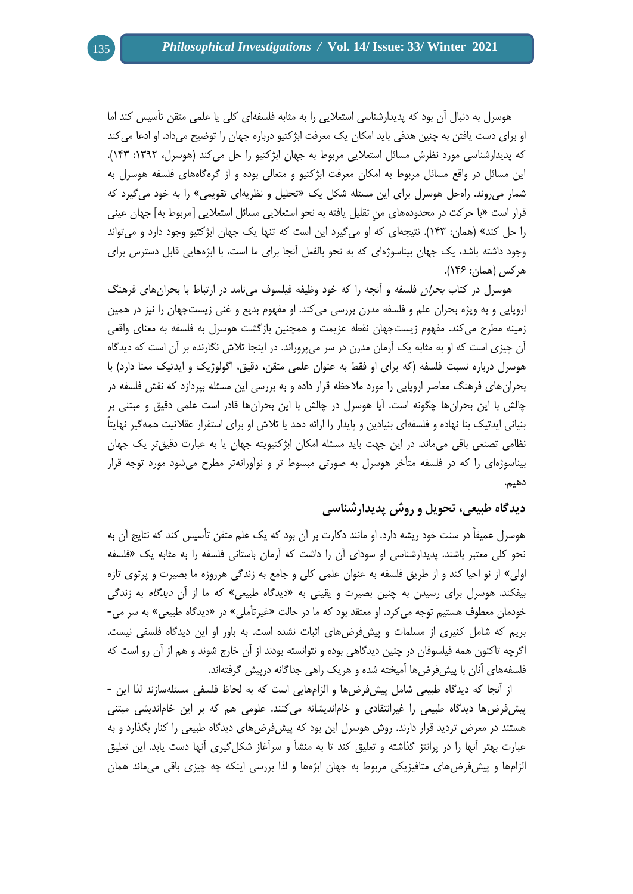هوسرل به دنبال آن بود که پدیدارشناسی استعلایی را به مثابه فلسفه‌ای کلی یا علمی متقن تأسیس کند اما او برای دست یافتن به چنین هدفی باید امکان یک معرفت ابژکتیو درباره جهان را توضیح می‌داد. او ادعا می‌کند که پدیدارشناسی مورد نظرش مسائل استعلایی مربوط به جهان ابژکتیو را حل می‌کند (هوسرل، ۱۳۹۲: ۱۴۳). این مسائل در واقع مسائل مربوط به امکان معرفت ابژکتیو و متعالی بوده و از گره‌گاه‌های فلسفه هوسرل به شمار می‌روند. راه‌حل هوسرل برای این مسئله شکل یک «تحلیل و نظریه‌ای تقویمی» را به خود می‌گیرد که قرار است «با حرکت در محدوده‌های منِ تقلیل یافته به نحو استعلایی مسائل استعلایی [مربوط به] جهان عینی را حل کند» (همان: ۱۴۳). نتیجه‌ای که او می‌گیرد این است که تنها یک جهان ابژکتیو وجود دارد و می‌تواند وجود داشته باشد، یک جهان بیناسوژه‌ای که به نحو بالفعل آنجا برای ما است، با ابژه‌هایی قابل دسترس برای هرکس (همان: ۱۴۶).

هوسرل در کتاب *بحران* فلسفه و آنچه را که خود وظیفه فیلسوف می‌نامد در ارتباط با بحران‌های فرهنگ اروپایی و به ویژه بحران علم و فلسفه مدرن بررسی می‌کند. او مفهوم بدیع و غنی زیست‌جهان را نیز در همین زمینه مطرح می‌کند. مفهوم زیست‌جهان نقطه عزیمت و همچنین بازگشت هوسرل به فلسفه به معنای واقعی آن چیزی است که او به مثابه یک آرمان مدرن در سر می‌پروراند. در اینجا تلاش نگارنده بر آن است که دیدگاه هوسرل درباره نسبت فلسفه (که برای او فقط به عنوان علمی متقن، دقیق، اگولوژیک و ایدتیک معنا دارد) با بحران‌های فرهنگ معاصر اروپایی را مورد ملاحظه قرار داده و به بررسی این مسئله بپردازد که نقش فلسفه در چالش با این بحران‌ها چگونه است. آیا هوسرل در چالش با این بحران‌ها قادر است علمی دقیق و مبتنی بر بنیانی ایدتیک بنا نهاده و فلسفه‌ای بنیادین و پایدار را ارائه دهد یا تلاش او برای استقرار عقلانیت همه‌گیر نهایتاً نظامی تصنعی باقی می‌ماند. در این جهت باید مسئله امکان ابژکتیویته جهان یا به عبارت دقیق‌تر یک جهان بیناسوژه‌ای را که در فلسفه متأخر هوسرل به صورتی مبسوط تر و نوآورانه‌تر مطرح می‌شود مورد توجه قرار دهیم.

## دیدگاه طبیعی، تحویل و روش پدیدارشناسی

هوسرل عمیقاً در سنت خود ریشه دارد. او مانند دکارت بر آن بود که یک علم متقن تأسیس کند که نتایج آن به نحو کلی معتبر باشند. پدیدارشناسی او سودای آن را داشت که آرمان باستانی فلسفه را به مثابه یک «فلسفه اولی» از نو احیا کند و از طریق فلسفه به عنوان علمی کلی و جامع به زندگی هرروزه ما بصیرت و پرتوی تازه بیفکند. هوسرل برای رسیدن به چنین بصیرت و یقینی به «دیدگاه طبیعی» که ما از آن *دیدگاه* به زندگی خودمان معطوف هستیم توجه می‌کرد. او معتقد بود که ما در حالت «غیرتأملی» در «دیدگاه طبیعی» به سر می‌بریم که شامل کثیری از مسلمات و پیش‌فرض‌های اثبات نشده است. به باور او این دیدگاه فلسفی نیست. اگرچه تاکنون همه فیلسوفان در چنین دیدگاهی بوده و نتوانسته بودند از آن خارج شوند و هم از آن رو است که فلسفه‌های آنان با پیش‌فرض‌ها آمیخته شده و هریک راهی جداگانه درپیش گرفته‌اند.

از آنجا که دیدگاه طبیعی شامل پیش‌فرض‌ها و الزام‌هایی است که به لحاظ فلسفی مسئله‌سازند لذا این - پیش‌فرض‌ها دیدگاه طبیعی را غیرانتقادی و خام‌اندیشانه می‌کنند. علومی هم که بر این خام‌اندیشی مبتنی هستند در معرض تردید قرار دارند. روش هوسرل این بود که پیش‌فرض‌های دیدگاه طبیعی را کنار بگذارد و به عبارت بهتر آنها را در پرانتز گذاشته و تعلیق کند تا به منشأ و سرآغاز شکل‌گیری آنها دست یابد. این تعلیق الزام‌ها و پیش‌فرض‌های متافیزیکی مربوط به جهان ابژه‌ها و لذا بررسی اینکه چه چیزی باقی می‌ماند همان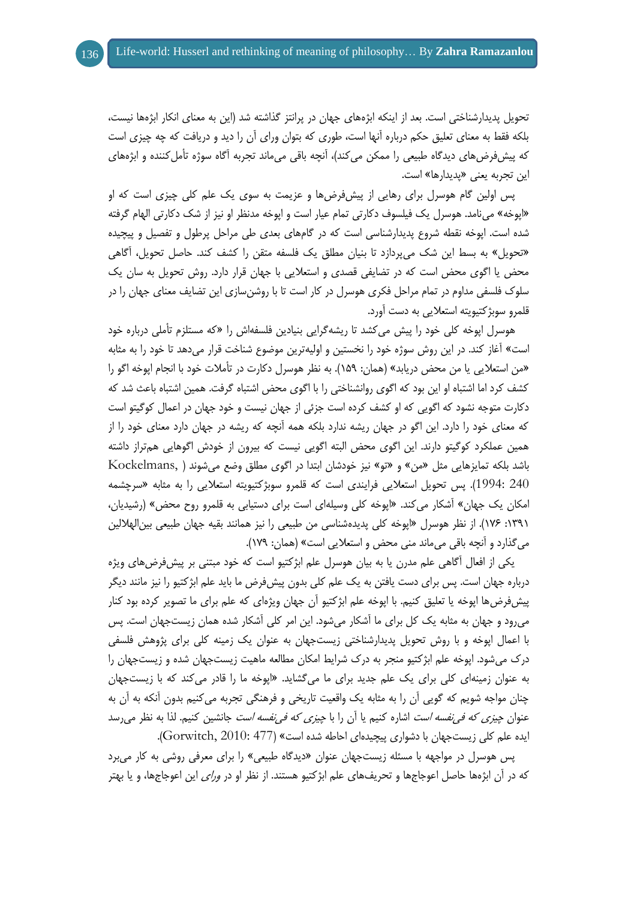تحویل پدیدارشناختی است. بعد از اینکه ابژه‌های جهان در پرانتز گذاشته شد (این به معنای انکار ابژه‌ها نیست، بلکه فقط به معنای تعلیق حکم درباره آنها است، طوری که بتوان ورای آن را دید و دریافت که چه چیزی است که پیش‌فرض‌های دیدگاه طبیعی را ممکن می‌کند)، آنچه باقی می‌ماند تجربه آگاه سوژه تأمل‌کننده و ابژه‌های این تجربه یعنی «پدیدارها» است.

پس اولین گام هوسرل برای رهایی از پیش‌فرض‌ها و عزیمت به سوی یک علم کلی چیزی است که او «اپوخه» می‌نامد. هوسرل یک فیلسوف دکارتی تمام عیار است و اپوخه مدنظر او نیز از شک دکارتی الهام گرفته شده است. اپوخه نقطه شروع پدیدارشناسی است که در گام‌های بعدی طی مراحل پرطول و تفصیل و پیچیده «تحویل» به بسط این شک می‌پردازد تا بنیان مطلق یک فلسفه متقن را کشف کند. حاصل تحویل، آگاهی محض یا اگوی محض است که در تضایفی قصدی و استعلایی با جهان قرار دارد. روش تحویل به سان یک سلوک فلسفی مداوم در تمام مراحل فکری هوسرل در کار است تا با روشن‌سازی این تضایف معنای جهان را در قلمرو سوبژکتیویته استعلایی به دست آورد.

هوسرل اپوخه کلی خود را پیش می‌کشد تا ریشه‌گرایی بنیادین فلسفه‌اش را «که مستلزم تأملی درباره خود است» آغاز کند. در این روش سوژه خود را نخستین و اولیه‌ترین موضوع شناخت قرار می‌دهد تا خود را به مثابه «من استعلایی یا من محض دریابد» (همان: ۱۵۹). به نظر هوسرل دکارت در تأملات خود با انجام اپوخه اگو را کشف کرد اما اشتباه او این بود که اگوی روانشناختی را با اگوی محض اشتباه گرفت. همین اشتباه باعث شد که دکارت متوجه نشود که اگویی که او کشف کرده است جزئی از جهان نیست و خود جهان در اعمال کوگیتو است که معنای خود را دارد. این اگو در جهان ریشه ندارد بلکه همه آنچه که ریشه در جهان دارد معنای خود را از همین عملکرد کوگیتو دارند. این اگوی محض البته اگویی نیست که بیرون از خودش اگوهایی هم‌تراز داشته باشد بلکه تمایزهایی مثل «من» و «تو» نیز خودشان ابتدا در اگوی مطلق وضع می‌شوند (Kockelmans, 1994: 240). پس تحویل استعلایی فرایندی است که قلمرو سوبژکتیویته استعلایی را به مثابه «سرچشمه امکان یک جهان» آشکار می‌کند. «اپوخه کلی وسیله‌ای است برای دستیابی به قلمرو روح محض» (رشیدیان، ۱۳۹۱: ۱۷۶). از نظر هوسرل «اپوخه کلی پدیده‌شناسی من طبیعی را نیز همانند بقیه جهان طبیعی بین‌الهلالین می‌گذارد و آنچه باقی می‌ماند منی محض و استعلایی است» (همان: ۱۷۹).

یکی از افعال آگاهی علم مدرن یا به بیان هوسرل علم ابژکتیو است که خود مبتنی بر پیش‌فرض‌های ویژه درباره جهان است. پس برای دست یافتن به یک علم کلی بدون پیش‌فرض ما باید علم ابژکتیو را نیز مانند دیگر پیش‌فرض‌ها اپوخه یا تعلیق کنیم. با اپوخه علم ابژکتیو آن جهان ویژه‌ای که علم برای ما تصویر کرده بود کنار می‌رود و جهان به مثابه یک کل برای ما آشکار می‌شود. این امر کلی آشکار شده همان زیست‌جهان است. پس با اعمال اپوخه و با روش تحویل پدیدارشناختی زیست‌جهان به عنوان یک زمینه کلی برای پژوهش فلسفی درک می‌شود. اپوخه علم ابژکتیو منجر به درک شرایط امکان مطالعه ماهیت زیست‌جهان شده و زیست‌جهان را به عنوان زمینه‌ای کلی برای یک علم جدید برای ما می‌گشاید. «اپوخه ما را قادر می‌کند که با زیست‌جهان چنان مواجه شویم که گویی آن را به مثابه یک واقعیت تاریخی و فرهنگی تجربه می‌کنیم بدون آنکه به آن به عنوان *چیزی که فی‌نفسه است* اشاره کنیم یا آن را با *چیزی که فی‌نفسه است* جانشین کنیم. لذا به نظر می‌رسد ایده علم کلی زیست‌جهان با دشواری پیچیده‌ای احاطه شده است» (Gorwitch, 2010: 477).

پس هوسرل در مواجهه با مسئله زیست‌جهان عنوان «دیدگاه طبیعی» را برای معرفی روشی به کار می‌برد که در آن ابژه‌ها حاصل اعوجاج‌ها و تحریف‌های علم ابژکتیو هستند. از نظر او در *ورای* این اعوجاج‌ها، و یا بهتر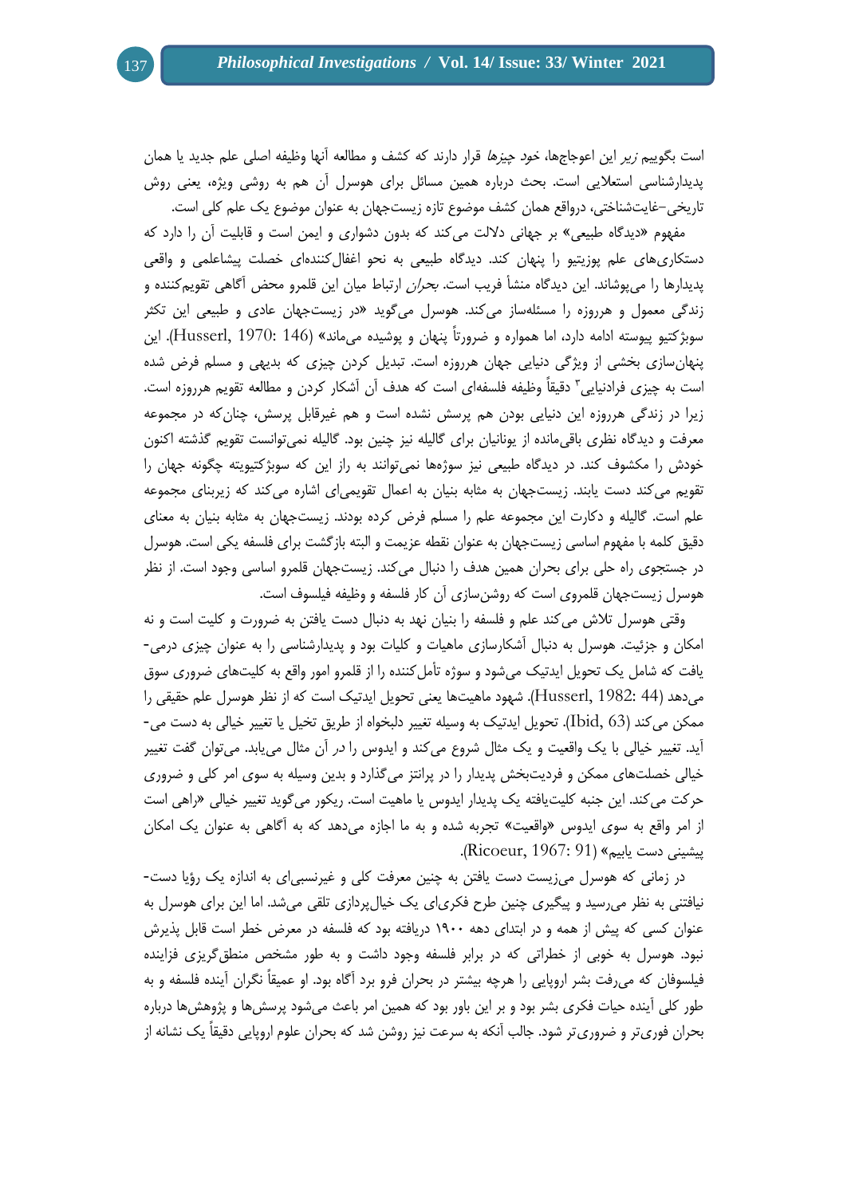است بگوییم *زیر* این اعوجاج‌ها، *خود چیزها* قرار دارند که کشف و مطالعه آنها وظیفه اصلی علم جدید یا همان پدیدارشناسی استعلایی است. بحث درباره همین مسائل برای هوسرل آن هم به روشی ویژه، یعنی روش تاریخی–غایت‌شناختی، درواقع همان کشف موضوع تازه زیست‌جهان به عنوان موضوع یک علم کلی است.

مفهوم «دیدگاه طبیعی» بر جهانی دلالت می‌کند که بدون دشواری و ایمن است و قابلیت آن را دارد که دستکاری‌های علم پوزیتیو را پنهان کند. دیدگاه طبیعی به نحو اغفال‌کننده‌ای خصلت پیشاعلمی و واقعی پدیدارها را می‌پوشاند. این دیدگاه منشأ فریب است. *بحران* ارتباط میان این قلمرو محض آگاهی تقویم‌کننده و زندگی معمول و هرروزه را مسئله‌ساز می‌کند. هوسرل می‌گوید «در زیست‌جهان عادی و طبیعی این تکثر سوبژکتیو پیوسته ادامه دارد، اما همواره و ضرورتاً پنهان و پوشیده می‌ماند» (Husserl, 1970: 146). این پنهان‌سازی بخشی از ویژگی دنیایی جهان هرروزه است. تبدیل کردن چیزی که بدیهی و مسلم فرض شده است به چیزی فرادنیایی[3] دقیقاً وظیفه فلسفه‌ای است که هدف آن آشکار کردن و مطالعه تقویم هرروزه است. زیرا در زندگی هرروزه این دنیایی بودن هم پرسش نشده است و هم غیرقابل پرسش، چنان‌که در مجموعه معرفت و دیدگاه نظری باقی‌مانده از یونانیان برای گالیله نیز چنین بود. گالیله نمی‌توانست تقویم گذشته اکنون خودش را مکشوف کند. در دیدگاه طبیعی نیز سوژه‌ها نمی‌توانند به راز این که سوبژکتیویته چگونه جهان را تقویم می‌کند دست یابند. زیست‌جهان به مثابه بنیان به اعمال تقویمی‌ای اشاره می‌کند که زیربنای مجموعه علم است. گالیله و دکارت این مجموعه علم را مسلم فرض کرده بودند. زیست‌جهان به مثابه بنیان به معنای دقیق کلمه با مفهوم اساسی زیست‌جهان به عنوان نقطه عزیمت و البته بازگشت برای فلسفه یکی است. هوسرل در جستجوی راه حلی برای بحران همین هدف را دنبال می‌کند. زیست‌جهان قلمرو اساسی وجود است. از نظر هوسرل زیست‌جهان قلمروی است که روشن‌سازی آن کار فلسفه و وظیفه فیلسوف است.

وقتی هوسرل تلاش می‌کند علم و فلسفه را بنیان نهد به دنبال دست یافتن به ضرورت و کلیت است و نه امکان و جزئیت. هوسرل به دنبال آشکارسازی ماهیات و کلیات بود و پدیدارشناسی را به عنوان چیزی درمی‌یافت که شامل یک تحویل ایدتیک می‌شود و سوژه تأمل‌کننده را از قلمرو امور واقع به کلیت‌های ضروری سوق می‌دهد (Husserl, 1982: 44). شهود ماهیت‌ها یعنی تحویل ایدتیک است که از نظر هوسرل علم حقیقی را ممکن می‌کند (Ibid, 63). تحویل ایدتیک به وسیله تغییر دلبخواه از طریق تخیل یا تغییر خیالی به دست می‌آید. تغییر خیالی با یک واقعیت و یک مثال شروع می‌کند و ایدوس را *در* آن مثال می‌یابد. می‌توان گفت تغییر خیالی خصلت‌های ممکن و فردیت‌بخش پدیدار را در پرانتز می‌گذارد و بدین وسیله به سوی امر کلی و ضروری حرکت می‌کند. این جنبه کلیت‌یافته یک پدیدار ایدوس یا ماهیت است. ریکور می‌گوید تغییر خیالی «راهی است از امر واقع به سوی ایدوس «واقعیت» تجربه شده و به ما اجازه می‌دهد که به آگاهی به عنوان یک امکان پیشینی دست یابیم» (Ricoeur, 1967: 91).

در زمانی که هوسرل می‌زیست دست یافتن به چنین معرفت کلی و غیرنسبی‌ای به اندازه یک رؤیا دست‌نیافتنی به نظر می‌رسید و پیگیری چنین طرح فکری‌ای یک خیال‌پردازی تلقی می‌شد. اما این برای هوسرل به عنوان کسی که پیش از همه و در ابتدای دهه ۱۹۰۰ دریافته بود که فلسفه در معرض خطر است قابل پذیرش نبود. هوسرل به خوبی از خطراتی که در برابر فلسفه وجود داشت و به طور مشخص منطق‌گریزی فزاینده فیلسوفان که می‌رفت بشر اروپایی را هرچه بیشتر در بحران فرو برد آگاه بود. او عمیقاً نگران آینده فلسفه و به طور کلی آینده حیات فکری بشر بود و بر این باور بود که همین امر باعث می‌شود پرسش‌ها و پژوهش‌ها درباره بحران فوری‌تر و ضروری‌تر شود. جالب آنکه به سرعت نیز روشن شد که بحران علوم اروپایی دقیقاً یک نشانه از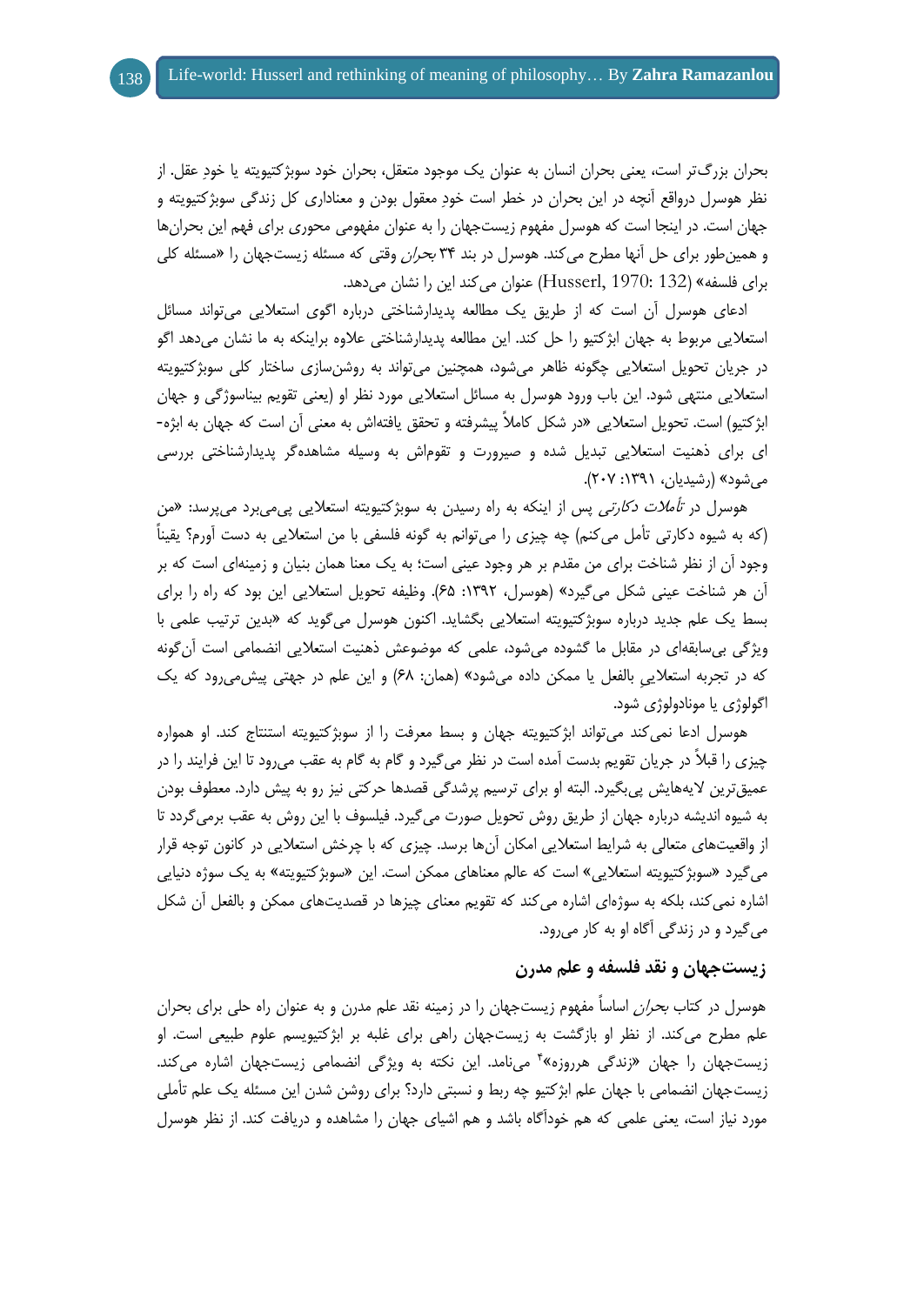بحران بزرگ‌تر است، یعنی بحران انسان به عنوان یک موجود متعقل، بحران خود سوبژکتیویته یا خودِ عقل. از نظر هوسرل درواقع آنچه در این بحران در خطر است خودِ معقول بودن و معناداری کل زندگی سوبژکتیویته و جهان است. در اینجا است که هوسرل مفهوم زیست‌جهان را به عنوان مفهومی محوری برای فهم این بحران‌ها و همین‌طور برای حل آنها مطرح می‌کند. هوسرل در بند ۳۴ *بحران* وقتی که مسئله زیست‌جهان را «مسئله کلی برای فلسفه» (Husserl, 1970: 132) عنوان می‌کند این را نشان می‌دهد.

ادعای هوسرل آن است که از طریق یک مطالعه پدیدارشناختی درباره اگوی استعلایی می‌تواند مسائل استعلایی مربوط به جهان ابژکتیو را حل کند. این مطالعه پدیدارشناختی علاوه براینکه به ما نشان می‌دهد اگو در جریان تحویل استعلایی چگونه ظاهر می‌شود، همچنین می‌تواند به روشن‌سازی ساختار کلی سوبژکتیویته استعلایی منتهی شود. این باب ورود هوسرل به مسائل استعلایی مورد نظر او (یعنی تقویم بیناسوژگی و جهان ابژکتیو) است. تحویل استعلایی «در شکل کاملاً پیشرفته و تحقق یافته‌اش به معنی آن است که جهان به ابژه-ای برای ذهنیت استعلایی تبدیل شده و صیرورت و تقوماش به وسیله مشاهده‌گر پدیدارشناختی بررسی می‌شود» (رشیدیان، ۱۳۹۱: ۲۰۷).

هوسرل در *تأملات دکارتی* پس از اینکه به راه رسیدن به سوبژکتیویته استعلایی پی‌می‌برد می‌پرسد: «من (که به شیوه دکارتی تأمل می‌کنم) چه چیزی را می‌توانم به گونه فلسفی با من استعلایی به دست آورم؟ یقیناً وجود آن از نظر شناخت برای من مقدم بر هر وجود عینی است؛ به یک معنا همان بنیان و زمینه‌ای است که بر آن هر شناخت عینی شکل می‌گیرد» (هوسرل، ۱۳۹۲: ۶۵). وظیفه تحویل استعلایی این بود که راه را برای بسط یک علم جدید درباره سوبژکتیویته استعلایی بگشاید. اکنون هوسرل می‌گوید که «بدین ترتیب علمی با ویژگی بی‌سابقه‌ای در مقابل ما گشوده می‌شود، علمی که موضوعش ذهنیت استعلایی انضمامی است آن‌گونه که در تجربه استعلاییِ بالفعل یا ممکن داده می‌شود» (همان: ۶۸) و این علم در جهتی پیش‌می‌رود که یک اگولوژی یا مونادولوژی شود.

هوسرل ادعا نمی‌کند می‌تواند ابژکتیویته جهان و بسط معرفت را از سوبژکتیویته استنتاج کند. او همواره چیزی را قبلاً در جریان تقویم بدست آمده است در نظر می‌گیرد و گام به گام به عقب می‌رود تا این فرایند را در عمیق‌ترین لایه‌هایش پی‌بگیرد. البته او برای ترسیم پرشدگی قصدها حرکتی نیز رو به پیش دارد. معطوف بودن به شیوه اندیشه درباره جهان از طریق روش تحویل صورت می‌گیرد. فیلسوف با این روش به عقب برمی‌گردد تا از واقعیت‌های متعالی به شرایط استعلایی امکان آن‌ها برسد. چیزی که با چرخش استعلایی در کانون توجه قرار می‌گیرد «سوبژکتیویته استعلایی» است که عالم معناهای ممکن است. این «سوبژکتیویته» به یک سوژه دنیایی اشاره نمی‌کند، بلکه به سوژه‌ای اشاره می‌کند که تقویم معنای چیزها در قصدیت‌های ممکن و بالفعل آن شکل می‌گیرد و در زندگی آگاه او به کار می‌رود.

## زیست‌جهان و نقد فلسفه و علم مدرن

هوسرل در کتاب *بحران* اساساً مفهوم زیست‌جهان را در زمینه نقد علم مدرن و به عنوان راه حلی برای بحران علم مطرح می‌کند. از نظر او بازگشت به زیست‌جهان راهی برای غلبه بر ابژکتیویسم علوم طبیعی است. او زیست‌جهان را جهان «زندگی هرروزه»[۴] می‌نامد. این نکته به ویژگی انضمامی زیست‌جهان اشاره می‌کند. زیست‌جهان انضمامی با جهان علم ابژکتیو چه ربط و نسبتی دارد؟ برای روشن شدن این مسئله یک علم تأملی مورد نیاز است، یعنی علمی که هم خودآگاه باشد و هم اشیای جهان را مشاهده و دریافت کند. از نظر هوسرل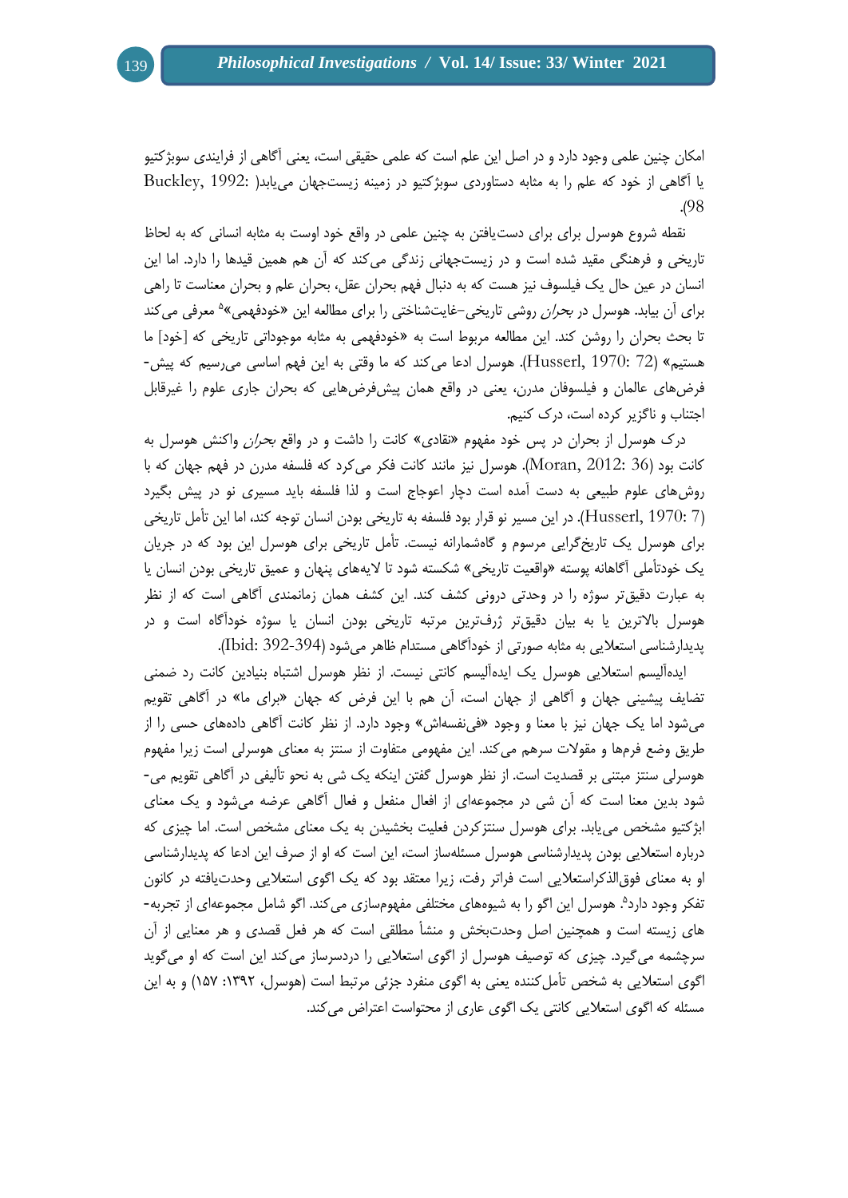امکان چنین علمی وجود دارد و در اصل این علم است که علمی حقیقی است، یعنی آگاهی از فرایندی سوبژکتیو یا آگاهی از خود که علم را به مثابه دستاوردی سوبژکتیو در زمینه زیست‌جهان می‌یابد( Buckley, 1992: 98).

نقطه شروع هوسرل برای برای دست‌یافتن به چنین علمی در واقع خود اوست به مثابه انسانی که به لحاظ تاریخی و فرهنگی مقید شده است و در زیست‌جهانی زندگی می‌کند که آن هم همین قیدها را دارد. اما این انسان در عین حال یک فیلسوف نیز هست که به دنبال فهم بحران عقل، بحران علم و بحران معناست تا راهی برای آن بیابد. هوسرل در *بحران* روشی تاریخی-غایت‌شناختی را برای مطالعه این «خودفهمی»[5] معرفی می‌کند تا بحث بحران را روشن کند. این مطالعه مربوط است به «خودفهمی به مثابه موجوداتی تاریخی که [خود] ما هستیم» (Husserl, 1970: 72). هوسرل ادعا می‌کند که ما وقتی به این فهم اساسی می‌رسیم که پیش‌فرض‌های عالمان و فیلسوفان مدرن، یعنی در واقع همان پیش‌فرض‌هایی که بحران جاری علوم را غیرقابل اجتناب و ناگزیر کرده است، درک کنیم.

درک هوسرل از بحران در پس خود مفهوم «نقادی» کانت را داشت و در واقع *بحران* واکنش هوسرل به کانت بود (Moran, 2012: 36). هوسرل نیز مانند کانت فکر می‌کرد که فلسفه مدرن در فهم جهان که با روش‌های علوم طبیعی به دست آمده است دچار اعوجاج است و لذا فلسفه باید مسیری نو در پیش بگیرد (Husserl, 1970: 7). در این مسیر نو قرار بود فلسفه به تاریخی بودن انسان توجه کند، اما این تأمل تاریخی برای هوسرل یک تاریخ‌گرایی مرسوم و گاه‌شمارانه نیست. تأمل تاریخی برای هوسرل این بود که در جریان یک خودتأملی آگاهانه پوسته «واقعیت تاریخی» شکسته شود تا لایه‌های پنهان و عمیق تاریخی بودن انسان یا به عبارت دقیق‌تر سوژه را در وحدتی درونی کشف کند. این کشف همان زمانمندی آگاهی است که از نظر هوسرل بالاترین یا به بیان دقیق‌تر ژرف‌ترین مرتبه تاریخی بودن انسان یا سوژه خودآگاه است و در پدیدارشناسی استعلایی به مثابه صورتی از خودآگاهی مستدام ظاهر می‌شود (Ibid: 392-394).

ایده‌آلیسم استعلایی هوسرل یک ایده‌آلیسم کانتی نیست. از نظر هوسرل اشتباه بنیادین کانت رد ضمنی تضایف پیشینی جهان و آگاهی از جهان است، آن هم با این فرض که جهان «برای ما» در آگاهی تقویم می‌شود اما یک جهان نیز با معنا و وجود «فی‌نفسه‌اش» وجود دارد. از نظر کانت آگاهی داده‌های حسی را از طریق وضع فرم‌ها و مقولات سرهم می‌کند. این مفهومی متفاوت از سنتز به معنای هوسرلی است زیرا مفهوم هوسرلی سنتز مبتنی بر قصدیت است. از نظر هوسرل گفتن اینکه یک شی به نحو تألیفی در آگاهی تقویم می‌شود بدین معنا است که آن شی در مجموعه‌ای از افعال منفعل و فعال آگاهی عرضه می‌شود و یک معنای ابژکتیو مشخص می‌یابد. برای هوسرل سنتزکردن فعلیت بخشیدن به یک معنای مشخص است. اما چیزی که درباره استعلایی بودن پدیدارشناسی هوسرل مسئله‌ساز است، این است که او از صرف این ادعا که پدیدارشناسی او به معنای فوق‌الذکراستعلایی است فراتر رفت، زیرا معتقد بود که یک اگوی استعلایی وحدت‌یافته در کانون تفکر وجود دارد[6]. هوسرل این اگو را به شیوه‌های مختلفی مفهوم‌سازی می‌کند. اگو شامل مجموعه‌ای از تجربه-های زیسته است و همچنین اصل وحدت‌بخش و منشأ مطلقی است که هر فعل قصدی و هر معنایی از آن سرچشمه می‌گیرد. چیزی که توصیف هوسرل از اگوی استعلایی را دردسرساز می‌کند این است که او می‌گوید اگوی استعلایی به شخص تأمل‌کننده یعنی به اگوی منفرد جزئی مرتبط است (هوسرل، ۱۳۹۲: ۱۵۷) و به این مسئله که اگوی استعلایی کانتی یک اگوی عاری از محتواست اعتراض می‌کند.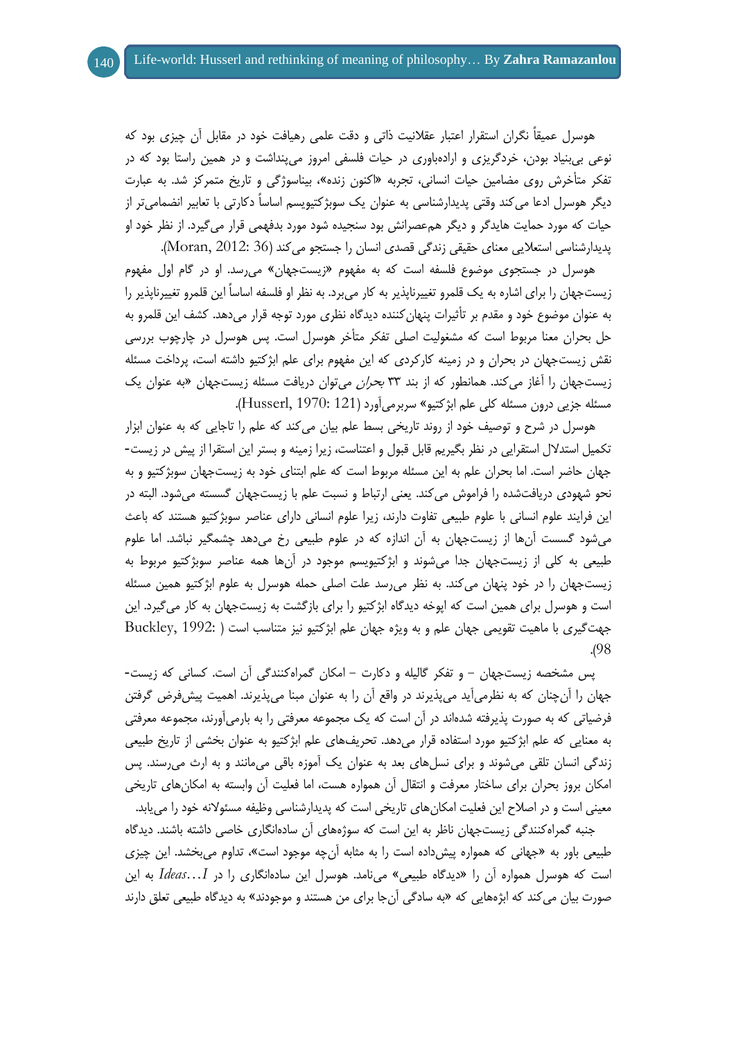هوسرل عمیقاً نگران استقرار اعتبار عقلانیت ذاتی و دقت علمی رهیافت خود در مقابل آن چیزی بود که نوعی بی‌بنیاد بودن، خردگریزی و اراده‌باوری در حیات فلسفی امروز می‌پنداشت و در همین راستا بود که در تفکر متأخرش روی مضامین حیات انسانی، تجربه «اکنون زنده»، بیناسوژگی و تاریخ متمرکز شد. به عبارت دیگر هوسرل ادعا می‌کند وقتی پدیدارشناسی به عنوان یک سوبژکتیویسم اساساً دکارتی با تعابیر انضمامی‌تر از حیات که مورد حمایت هایدگر و دیگر هم‌عصرانش بود سنجیده شود مورد بدفهمی قرار می‌گیرد. از نظر خود او پدیدارشناسی استعلایی معنای حقیقی زندگی قصدی انسان را جستجو می‌کند (Moran, 2012: 36).

هوسرل در جستجوی موضوع فلسفه است که به مفهوم «زیست‌جهان» می‌رسد. او در گام اول مفهوم زیست‌جهان را برای اشاره به یک قلمرو تغییرناپذیر به کار می‌برد. به نظر او فلسفه اساساً این قلمرو تغییرناپذیر را به عنوان موضوع خود و مقدم بر تأثیرات پنهان‌کننده دیدگاه نظری مورد توجه قرار می‌دهد. کشف این قلمرو به حل بحران معنا مربوط است که مشغولیت اصلی تفکر متأخر هوسرل است. پس هوسرل در چارچوب بررسی نقش زیست‌جهان در بحران و در زمینه کارکردی که این مفهوم برای علم ابژکتیو داشته است، پرداخت مسئله زیست‌جهان را آغاز می‌کند. همانطور که از بند ۳۳ *بحران* می‌توان دریافت مسئله زیست‌جهان «به عنوان یک مسئله جزیی درون مسئله کلی علم ابژکتیو» سربرمی‌آورد (Husserl, 1970: 121).

هوسرل در شرح و توصیف خود از روند تاریخی بسط علم بیان می‌کند که علم را تاجایی که به عنوان ابزار تکمیل استدلال استقرایی در نظر بگیریم قابل قبول و اعتناست، زیرا زمینه و بستر این استقرا از پیش در زیست-جهان حاضر است. اما بحران علم به این مسئله مربوط است که علم ابتنای خود به زیست‌جهان سوبژکتیو و به نحو شهودی دریافت‌شده را فراموش می‌کند. یعنی ارتباط و نسبت علم با زیست‌جهان گسسته می‌شود. البته در این فرایند علوم انسانی با علوم طبیعی تفاوت دارند، زیرا علوم انسانی دارای عناصر سوبژکتیو هستند که باعث می‌شود گسست آن‌ها از زیست‌جهان به آن اندازه که در علوم طبیعی رخ می‌دهد چشمگیر نباشد. اما علوم طبیعی به کلی از زیست‌جهان جدا می‌شوند و ابژکتیویسم موجود در آن‌ها همه عناصر سوبژکتیو مربوط به زیست‌جهان را در خود پنهان می‌کند. به نظر می‌رسد علت اصلی حمله هوسرل به علوم ابژکتیو همین مسئله است و هوسرل برای همین است که اپوخه دیدگاه ابژکتیو را برای بازگشت به زیست‌جهان به کار می‌گیرد. این جهت‌گیری با ماهیت تقویمی جهان علم و به ویژه جهان علم ابژکتیو نیز متناسب است (Buckley, 1992: 98).

پس مشخصه زیست‌جهان – و تفکر گالیله و دکارت – امکان گمراه‌کنندگی آن است. کسانی که زیست-جهان را آن‌چنان که به نظرمی‌آید می‌پذیرند در واقع آن را به عنوان مبنا می‌پذیرند. اهمیت پیش‌فرض گرفتن فرضیاتی که به صورت پذیرفته شده‌اند در آن است که یک مجموعه معرفتی را به بارمی‌آورند، مجموعه معرفتی به معنایی که علم ابژکتیو مورد استفاده قرار می‌دهد. تحریف‌های علم ابژکتیو به عنوان بخشی از تاریخ طبیعی زندگی انسان تلقی می‌شوند و برای نسل‌های بعد به عنوان یک آموزه باقی می‌مانند و به ارث می‌رسند. پس امکان بروز بحران برای ساختار معرفت و انتقال آن همواره هست، اما فعلیت آن وابسته به امکان‌های تاریخی معینی است و در اصلاح این فعلیت امکان‌های تاریخی است که پدیدارشناسی وظیفه مسئولانه خود را می‌یابد.

جنبه گمراه‌کنندگی زیست‌جهان ناظر به این است که سوژه‌های آن ساده‌انگاری خاصی داشته باشند. دیدگاه طبیعی باور به «جهانی که همواره پیش‌داده است را به مثابه آن‌چه موجود است»، تداوم می‌بخشد. این چیزی است که هوسرل همواره آن را «دیدگاه طبیعی» می‌نامد. هوسرل این ساده‌انگاری را در *Ideas…I* به این صورت بیان می‌کند که ابژه‌هایی که «به سادگی آن‌جا برای من هستند و موجودند» به دیدگاه طبیعی تعلق دارند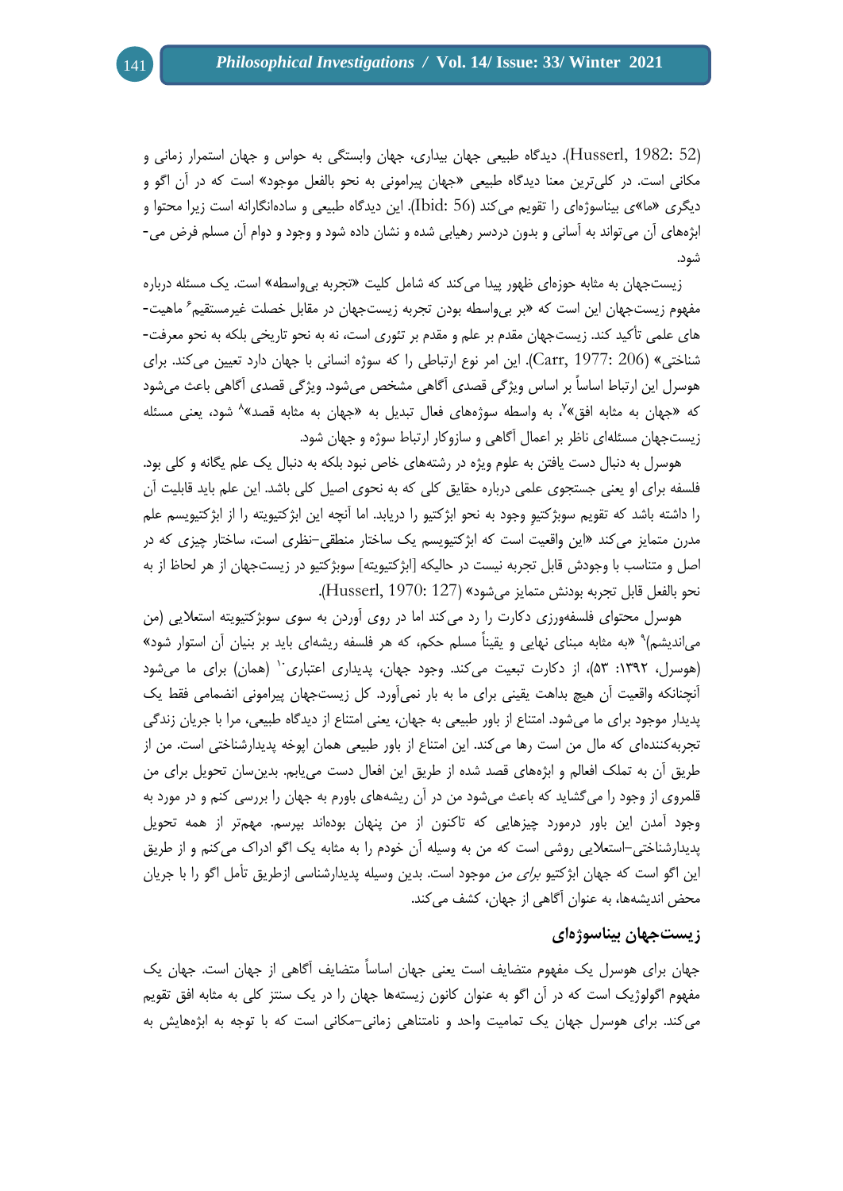(Husserl, 1982: 52). دیدگاه طبیعی جهان بیداری، جهان وابستگی به حواس و جهان استمرار زمانی و مکانی است. در کلی‌ترین معنا دیدگاه طبیعی «جهان پیرامونی به نحو بالفعل موجود» است که در آن اگو و دیگری «ما»ی بیناسوژه‌ای را تقویم می‌کند (Ibid: 56). این دیدگاه طبیعی و ساده‌انگارانه است زیرا محتوا و ابژه‌های آن می‌تواند به آسانی و بدون دردسر رهیابی شده و نشان داده شود و وجود و دوام آن مسلم فرض می‌شود.

زیست‌جهان به مثابه حوزه‌ای ظهور پیدا می‌کند که شامل کلیت «تجربه بی‌واسطه» است. یک مسئله درباره مفهوم زیست‌جهان این است که «بر بی‌واسطه بودن تجربه زیست‌جهان در مقابل خصلت غیرمستقیم[6] ماهیت‌های علمی تأکید کند. زیست‌جهان مقدم بر علم و مقدم بر تئوری است، نه به نحو تاریخی بلکه به نحو معرفت‌شناختی» (Carr, 1977: 206). این امر نوع ارتباطی را که سوژه انسانی با جهان دارد تعیین می‌کند. برای هوسرل این ارتباط اساساً بر اساس ویژگی قصدی آگاهی مشخص می‌شود. ویژگی قصدی آگاهی باعث می‌شود که «جهان به مثابه افق»[7]، به واسطه سوژه‌های فعال تبدیل به «جهان به مثابه قصد»[8] شود، یعنی مسئله زیست‌جهان مسئله‌ای ناظر بر اعمال آگاهی و سازوکار ارتباط سوژه و جهان شود.

هوسرل به دنبال دست یافتن به علوم ویژه در رشته‌های خاص نبود بلکه به دنبال یک علم یگانه و کلی بود. فلسفه برای او یعنی جستجوی علمی درباره حقایق کلی که به نحوی اصیل کلی باشد. این علم باید قابلیت آن را داشته باشد که تقویم سوبژکتیوِ وجود به نحو ابژکتیو را دریابد. اما آنچه این ابژکتیویته را از ابژکتیویسم علم مدرن متمایز می‌کند «این واقعیت است که ابژکتیویسم یک ساختار منطقی–نظری است، ساختار چیزی که در اصل و متناسب با وجودش قابل تجربه نیست در حالیکه [ابژکتیویته] سوبژکتیو در زیست‌جهان از هر لحاظ از به نحو بالفعل قابل تجربه بودنش متمایز می‌شود» (Husserl, 1970: 127).

هوسرل محتوای فلسفه‌ورزی دکارت را رد می‌کند اما در روی آوردن به سوی سوبژکتیویته استعلایی (من می‌اندیشم)[9] «به مثابه مبنای نهایی و یقیناً مسلم حکم، که هر فلسفه ریشه‌ای باید بر بنیان آن استوار شود» (هوسرل، ۱۳۹۲: ۵۳)، از دکارت تبعیت می‌کند. وجود جهان، پدیداری اعتباری[10] (همان) برای ما می‌شود آنچنانکه واقعیت آن هیچ بداهت یقینی برای ما به بار نمی‌آورد. کل زیست‌جهان پیرامونی انضمامی فقط یک پدیدار موجود برای ما می‌شود. امتناع از باور طبیعی به جهان، یعنی امتناع از دیدگاه طبیعی، مرا با جریان زندگی تجربه‌کننده‌ای که مال من است رها می‌کند. این امتناع از باور طبیعی همان اپوخه پدیدارشناختی است. من از طریق آن به تملک افعالم و ابژه‌های قصد شده از طریق این افعال دست می‌یابم. بدین‌سان تحویل برای من قلمروی از وجود را می‌گشاید که باعث می‌شود من در آن ریشه‌های باورم به جهان را بررسی کنم و در مورد به وجود آمدن این باور درمورد چیزهایی که تاکنون از من پنهان بوده‌اند بپرسم. مهم‌تر از همه تحویل پدیدارشناختی–استعلایی روشی است که من به وسیله آن خودم را به مثابه یک اگو ادراک می‌کنم و از طریق این اگو است که جهان ابژکتیو *برای من* موجود است. بدین وسیله پدیدارشناسی ازطریق تأمل اگو را با جریان محض اندیشه‌ها، به عنوان آگاهی از جهان، کشف می‌کند.

## زیست‌جهان بیناسوژه‌ای

جهان برای هوسرل یک مفهوم متضایف است یعنی جهان اساساً متضایف آگاهی از جهان است. جهان یک مفهوم اگولوژیک است که در آن اگو به عنوان کانون زیسته‌ها جهان را در یک سنتز کلی به مثابه افق تقویم می‌کند. برای هوسرل جهان یک تمامیت واحد و نامتناهی زمانی–مکانی است که با توجه به ابژه‌هایش به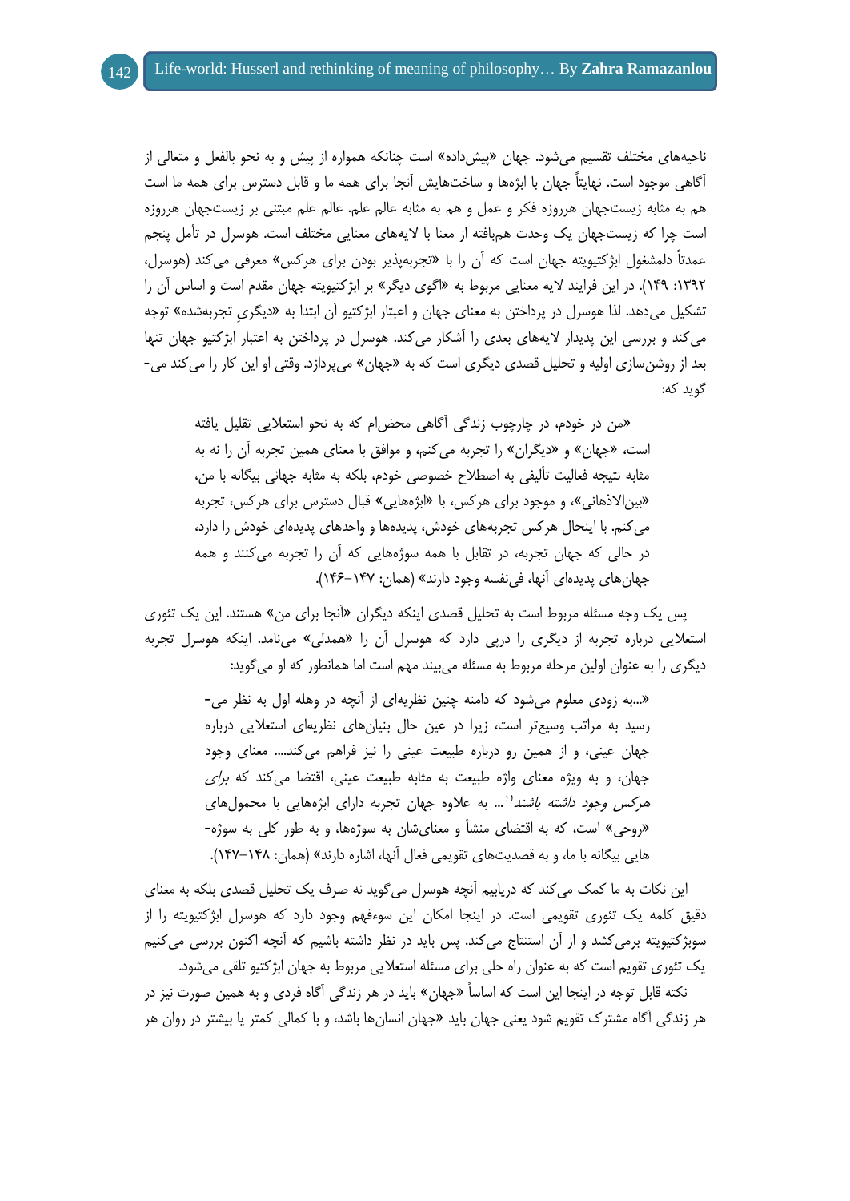ناحیه‌های مختلف تقسیم می‌شود. جهان «پیش‌داده» است چنانکه همواره از پیش و به نحو بالفعل و متعالی از آگاهی موجود است. نهایتاً جهان با ابژه‌ها و ساخت‌هایش آنجا برای همه ما و قابل دسترس برای همه ما است هم به مثابه زیست‌جهان هرروزه فکر و عمل و هم به مثابه عالم علم. عالم علم مبتنی بر زیست‌جهان هرروزه است چرا که زیست‌جهان یک وحدت هم‌بافته از معنا با لایه‌های معنایی مختلف است. هوسرل در تأمل پنجم عمدتاً دلمشغول ابژکتیویته جهان است که آن را با «تجربه‌پذیر بودن برای هرکس» معرفی می‌کند (هوسرل، ۱۳۹۲: ۱۴۹). در این فرایند لایه معنایی مربوط به «اگوی دیگر» بر ابژکتیویته جهان مقدم است و اساس آن را تشکیل می‌دهد. لذا هوسرل در پرداختن به معنای جهان و اعتبار ابژکتیو آن ابتدا به «دیگریِ تجربه‌شده» توجه می‌کند و بررسی این پدیدار لایه‌های بعدی را آشکار می‌کند. هوسرل در پرداختن به اعتبار ابژکتیو جهان تنها بعد از روشن‌سازی اولیه و تحلیل قصدی دیگری است که به «جهان» می‌پردازد. وقتی او این کار را می‌کند می‌گوید که:

> «من در خودم، در چارچوب زندگی آگاهی محض‌ام که به نحو استعلایی تقلیل یافته است، «جهان» و «دیگران» را تجربه می‌کنم، و موافق با معنای همین تجربه آن را نه به مثابه نتیجه فعالیت تألیفی به اصطلاح خصوصی خودم، بلکه به مثابه جهانی بیگانه با من، «بین‌الاذهانی»، و موجود برای هرکس، با «ابژه‌هایی» قبال دسترس برای هرکس، تجربه می‌کنم. با اینحال هرکس تجربه‌های خودش، پدیده‌ها و واحدهای پدیده‌ای خودش را دارد، در حالی که جهان تجربه، در تقابل با همه سوژه‌هایی که آن را تجربه می‌کنند و همه جهان‌های پدیده‌ای آنها، فی‌نفسه وجود دارند» (همان: ۱۴۷–۱۴۶).

پس یک وجه مسئله مربوط است به تحلیل قصدی اینکه دیگران «آنجا برای من» هستند. این یک تئوری استعلایی درباره تجربه از دیگری را دربی دارد که هوسرل آن را «همدلی» می‌نامد. اینکه هوسرل تجربه دیگری را به عنوان اولین مرحله مربوط به مسئله می‌بیند مهم است اما همانطور که او می‌گوید:

> «...به زودی معلوم می‌شود که دامنه چنین نظریه‌ای از آنچه در وهله اول به نظر می‌رسید به مراتب وسیع‌تر است، زیرا در عین حال بنیان‌های نظریه‌ای استعلایی درباره جهان عینی، و از همین رو درباره طبیعت عینی را نیز فراهم می‌کند.... معنای وجود جهان، و به ویژه معنای واژه طبیعت به مثابه طبیعت عینی، اقتضا می‌کند که *برای هرکس وجود داشته باشند*''... به علاوه جهان تجربه دارای ابژه‌هایی با محمول‌های «روحی» است، که به اقتضای منشأ و معنای‌شان به سوژه‌ها، و به طور کلی به سوژه‌هایی بیگانه با ما، و به قصدیت‌های تقویمی فعال آنها، اشاره دارند» (همان: ۱۴۸–۱۴۷).

این نکات به ما کمک می‌کند که دریابیم آنچه هوسرل می‌گوید نه صرف یک تحلیل قصدی بلکه به معنای دقیق کلمه یک تئوری تقویمی است. در اینجا امکان این سوءفهم وجود دارد که هوسرل ابژکتیویته را از سوبژکتیویته برمی‌کشد و از آن استنتاج می‌کند. پس باید در نظر داشته باشیم که آنچه اکنون بررسی می‌کنیم یک تئوری تقویم است که به عنوان راه حلی برای مسئله استعلایی مربوط به جهان ابژکتیو تلقی می‌شود.

نکته قابل توجه در اینجا این است که اساساً «جهان» باید در هر زندگی آگاه فردی و به همین صورت نیز در هر زندگی آگاه مشترک تقویم شود یعنی جهان باید «جهان انسان‌ها باشد، و با کمالی کمتر یا بیشتر در روان هر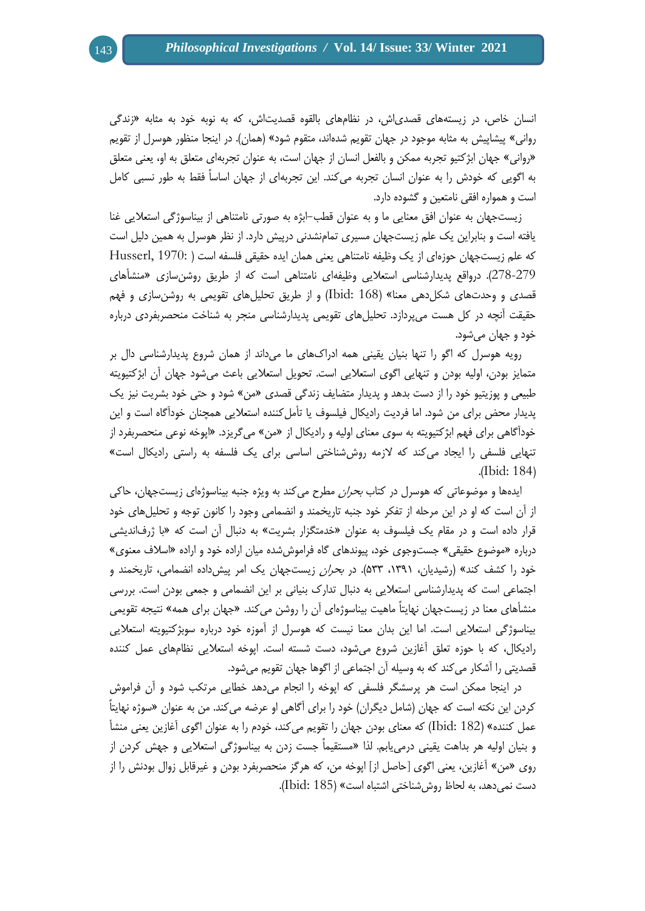انسان خاص، در زیسته‌های قصدی‌اش، در نظام‌های بالقوه قصدیت‌اش، که به نوبه خود به مثابه «زندگی روانی» پیشاپیش به مثابه موجود در جهان تقویم شده‌اند، متقوم شود» (همان). در اینجا منظور هوسرل از تقویم «روانی» جهان ابژکتیو تجربه ممکن و بالفعل انسان از جهان است، به عنوان تجربه‌ای متعلق به او، یعنی متعلق به اگویی که خودش را به عنوان انسان تجربه می‌کند. این تجربه‌ای از جهان اساساً فقط به طور نسبی کامل است و همواره افقی نامتعین و گشوده دارد.

زیست‌جهان به عنوان افق معنایی ما و به عنوان قطب–ابژه به صورتی نامتناهی از بیناسوژگی استعلایی غنا یافته است و بنابراین یک علم زیست‌جهان مسیری تمام‌نشدنی درپیش دارد. از نظر هوسرل به همین دلیل است که علم زیست‌جهان حوزه‌ای از یک وظیفه نامتناهی یعنی همان ایده حقیقی فلسفه است (Husserl, 1970: 278-279). درواقع پدیدارشناسی استعلایی وظیفه‌ای نامتناهی است که از طریق روشن‌سازی «منشأهای قصدی و وحدت‌های شکل‌دهی معنا» (Ibid: 168) و از طریق تحلیل‌های تقویمی به روشن‌سازی و فهم حقیقت آنچه در کل هست می‌پردازد. تحلیل‌های تقویمی پدیدارشناسی منجر به شناخت منحصربفردی درباره خود و جهان می‌شود.

رویه هوسرل که اگو را تنها بنیان یقینی همه ادراک‌های ما می‌داند از همان شروع پدیدارشناسی دال بر متمایز بودن، اولیه بودن و تنهایی اگوی استعلایی است. تحویل استعلایی باعث می‌شود جهان آن ابژکتیویته طبیعی و پوزیتیو خود را از دست بدهد و پدیدار متضایف زندگی قصدی «من» شود و حتی خود بشریت نیز یک پدیدار محض برای من شود. اما فردیت رادیکال فیلسوف یا تأمل‌کننده استعلایی همچنان خودآگاه است و این خودآگاهی برای فهم ابژکتیویته به سوی معنای اولیه و رادیکال از «من» می‌گریزد. «اپوخه نوعی منحصربفرد از تنهایی فلسفی را ایجاد می‌کند که لازمه روش‌شناختی اساسی برای یک فلسفه به راستی رادیکال است» (Ibid: 184).

ایده‌ها و موضوعاتی که هوسرل در کتاب *بحران* مطرح می‌کند به ویژه جنبه بیناسوژه‌ای زیست‌جهان، حاکی از آن است که او در این مرحله از تفکر خود جنبه تاریخمند و انضمامی وجود را کانون توجه و تحلیل‌های خود قرار داده است و در مقام یک فیلسوف به عنوان «خدمتگزار بشریت» به دنبال آن است که «با ژرف‌اندیشی درباره «موضوع حقیقی» جست‌وجوی خود، پیوندهای گاه فراموش‌شده میان اراده خود و اراده «اسلاف معنوی» خود را کشف کند» (رشیدیان، ۱۳۹۱، ۵۳۳). در *بحران* زیست‌جهان یک امر پیش‌داده انضمامی، تاریخمند و اجتماعی است که پدیدارشناسی استعلایی به دنبال تدارک بنیانی بر این انضمامی و جمعی بودن است. بررسی منشأهای معنا در زیست‌جهان نهایتاً ماهیت بیناسوژه‌ای آن را روشن می‌کند. «جهان برای همه» نتیجه تقویمی بیناسوژگی استعلایی است. اما این بدان معنا نیست که هوسرل از آموزه خود درباره سوبژکتیویته استعلایی رادیکال، که با حوزه تعلق آغازین شروع می‌شود، دست شسته است. اپوخه استعلایی نظام‌های عمل کننده قصدیتی را آشکار می‌کند که به وسیله آن اجتماعی از اگوها جهان تقویم می‌شود.

در اینجا ممکن است هر پرسشگر فلسفی که اپوخه را انجام می‌دهد خطایی مرتکب شود و آن فراموش کردن این نکته است که جهان (شامل دیگران) خود را برای آگاهی او عرضه می‌کند. من به عنوان «سوژه نهایتاً عمل کننده» (Ibid: 182) که معنای بودن جهان را تقویم می‌کند، خودم را به عنوان اگوی آغازین یعنی منشأ و بنیان اولیه هر بداهت یقینی درمی‌یابم. لذا «مستقیماً جست زدن به بیناسوژگی استعلایی و جهش کردن از روی «من» آغازین، یعنی اگوی [حاصل از] اپوخه من، که هرگز منحصربفرد بودن و غیرقابل زوال بودنش را از دست نمی‌دهد، به لحاظ روش‌شناختی اشتباه است» (Ibid: 185).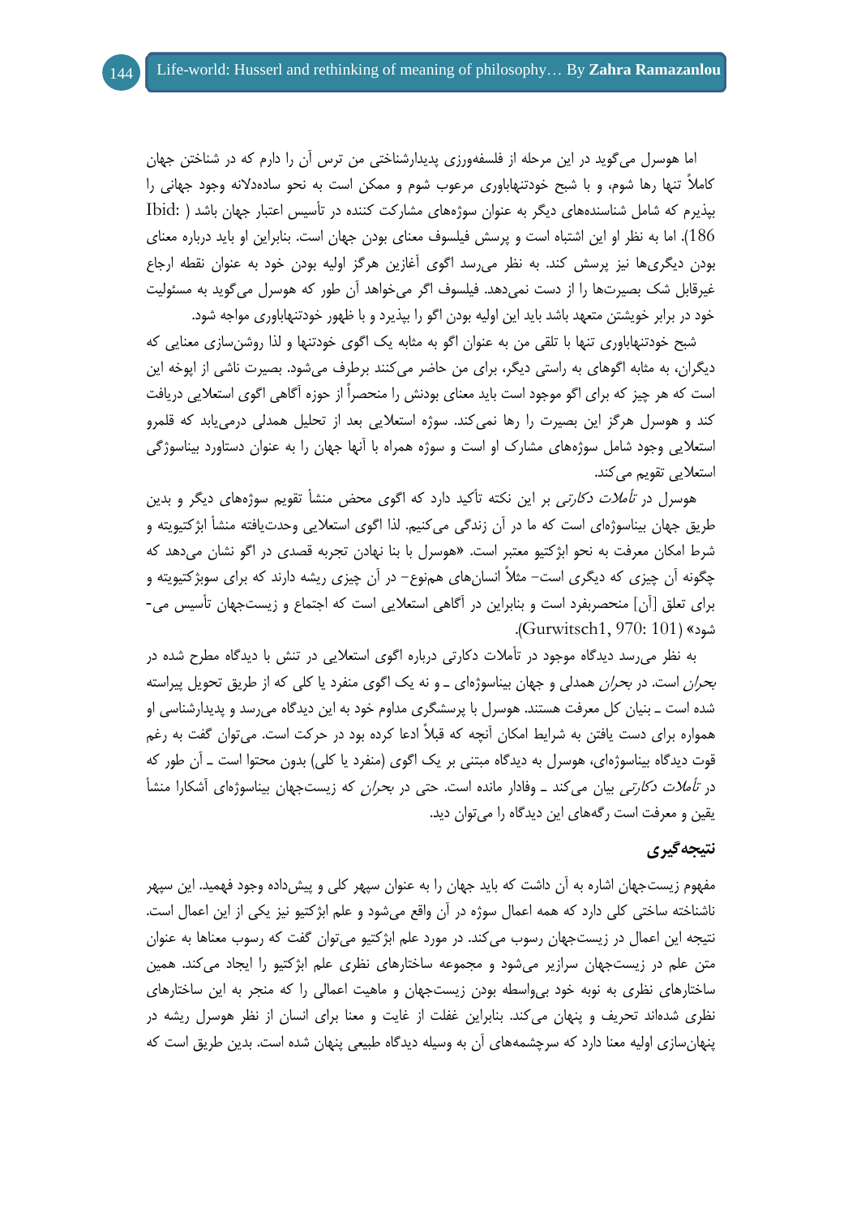اما هوسرل می‌گوید در این مرحله از فلسفه‌ورزی پدیدارشناختی من ترس آن را دارم که در شناختن جهان کاملاً تنها رها شوم، و با شبح خودتنهاباوری مرعوب شوم و ممکن است به نحو ساده‌دلانه وجود جهانی را بپذیرم که شامل شناسنده‌های دیگر به عنوان سوژه‌های مشارکت کننده در تأسیس اعتبار جهان باشد (Ibid: 186). اما به نظر او این اشتباه است و پرسش فیلسوف معنای بودن جهان است. بنابراین او باید درباره معنای بودن دیگری‌ها نیز پرسش کند. به نظر می‌رسد اگوی آغازین هرگز اولیه بودن خود به عنوان نقطه ارجاع غیرقابل شک بصیرت‌ها را از دست نمی‌دهد. فیلسوف اگر می‌خواهد آن طور که هوسرل می‌گوید به مسئولیت خود در برابر خویشتن متعهد باشد باید این اولیه بودن اگو را بپذیرد و با ظهور خودتنهاباوری مواجه شود.

شبح خودتنهاباوری تنها با تلقی من به عنوان اگو به مثابه یک اگوی خودتنها و لذا روشن‌سازی معنایی که دیگران، به مثابه اگوهای به راستی دیگر، برای من حاضر می‌کنند برطرف می‌شود. بصیرت ناشی از اپوخه این است که هر چیز که برای اگو موجود است باید معنای بودنش را منحصراً از حوزه آگاهی اگوی استعلایی دریافت کند و هوسرل هرگز این بصیرت را رها نمی‌کند. سوژه استعلایی بعد از تحلیل همدلی درمی‌یابد که قلمرو استعلایی وجود شامل سوژه‌های مشارک او است و سوژه همراه با آنها جهان را به عنوان دستاورد بیناسوژگی استعلایی تقویم می‌کند.

هوسرل در *تأملات دکارتی* بر این نکته تأکید دارد که اگوی محض منشأ تقویم سوژه‌های دیگر و بدین طریق جهان بیناسوژه‌ای است که ما در آن زندگی می‌کنیم. لذا اگوی استعلایی وحدت‌یافته منشأ ابژکتیویته و شرط امکان معرفت به نحو ابژکتیو معتبر است. «هوسرل با بنا نهادن تجربه قصدی در اگو نشان می‌دهد که چگونه آن چیزی که دیگری است– مثلاً انسان‌های هم‌نوع– در آن چیزی ریشه دارند که برای سوبژکتیویته و برای تعلق [آن] منحصربفرد است و بنابراین در آگاهی استعلایی است که اجتماع و زیست‌جهان تأسیس می‌شود» (Gurwitsch1, 970: 101).

به نظر می‌رسد دیدگاه موجود در تأملات دکارتی درباره اگوی استعلایی در تنش با دیدگاه مطرح شده در *بحران* است. در *بحران* همدلی و جهان بیناسوژه‌ای ـ و نه یک اگوی منفرد یا کلی که از طریق تحویل پیراسته شده است ـ بنیان کل معرفت هستند. هوسرل با پرسشگری مداوم خود به این دیدگاه می‌رسد و پدیدارشناسی او همواره برای دست یافتن به شرایط امکان آنچه که قبلاً ادعا کرده بود در حرکت است. می‌توان گفت به رغم قوت دیدگاه بیناسوژه‌ای، هوسرل به دیدگاه مبتنی بر یک اگوی (منفرد یا کلی) بدون محتوا است ـ آن طور که در *تأملات دکارتی* بیان می‌کند ـ وفادار مانده است. حتی در *بحران* که زیست‌جهان بیناسوژه‌ای آشکارا منشأ یقین و معرفت است رگه‌های این دیدگاه را می‌توان دید.

## نتیجه‌گیری

مفهوم زیست‌جهان اشاره به آن داشت که باید جهان را به عنوان سپهر کلی و پیش‌داده وجود فهمید. این سپهر ناشناخته ساختی کلی دارد که همه اعمال سوژه در آن واقع می‌شود و علم ابژکتیو نیز یکی از این اعمال است. نتیجه این اعمال در زیست‌جهان رسوب می‌کند. در مورد علم ابژکتیو می‌توان گفت که رسوب معناها به عنوان متن علم در زیست‌جهان سرازیر می‌شود و مجموعه ساختارهای نظری علم ابژکتیو را ایجاد می‌کند. همین ساختارهای نظری به نوبه خود بی‌واسطه بودن زیست‌جهان و ماهیت اعمالی را که منجر به این ساختارهای نظری شده‌اند تحریف و پنهان می‌کند. بنابراین غفلت از غایت و معنا برای انسان از نظر هوسرل ریشه در پنهان‌سازی اولیه معنا دارد که سرچشمه‌های آن به وسیله دیدگاه طبیعی پنهان شده است. بدین طریق است که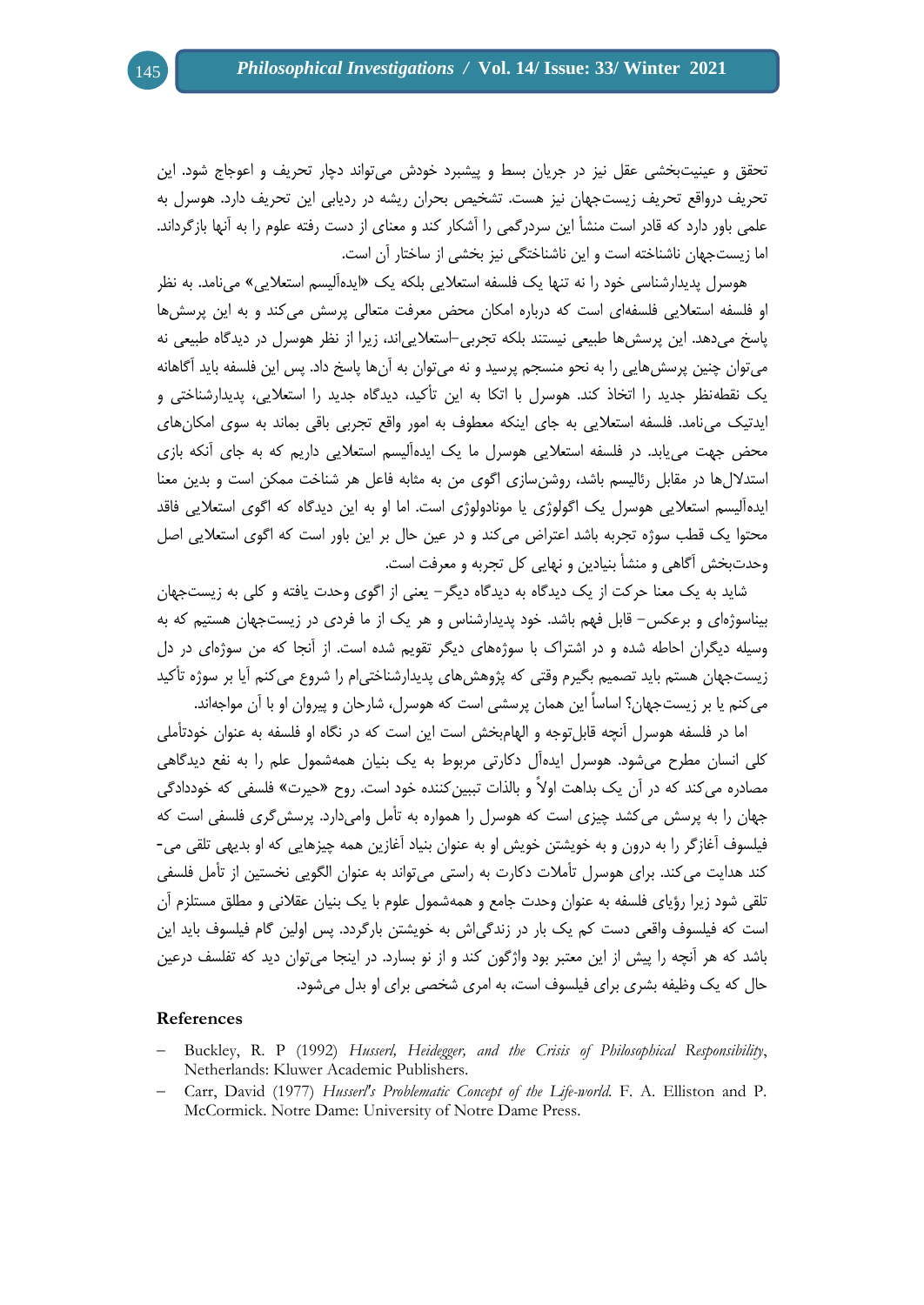تحقق و عینیت‌بخشی عقل نیز در جریان بسط و پیشبرد خودش می‌تواند دچار تحریف و اعوجاج شود. این تحریف درواقع تحریف زیست‌جهان نیز هست. تشخیص بحران ریشه در ردیابی این تحریف دارد. هوسرل به علمی باور دارد که قادر است منشأ این سردرگمی را آشکار کند و معنای از دست رفته علوم را به آنها بازگرداند. اما زیست‌جهان ناشناخته است و این ناشناختگی نیز بخشی از ساختار آن است.

هوسرل پدیدارشناسی خود را نه تنها یک فلسفه استعلایی بلکه یک «ایده‌آلیسم استعلایی» می‌نامد. به نظر او فلسفه استعلایی فلسفه‌ای است که درباره امکان محض معرفت متعالی پرسش می‌کند و به این پرسش‌ها پاسخ می‌دهد. این پرسش‌ها طبیعی نیستند بلکه تجربی–استعلایی‌اند، زیرا از نظر هوسرل در دیدگاه طبیعی نه می‌توان چنین پرسش‌هایی را به نحو منسجم پرسید و نه می‌توان به آن‌ها پاسخ داد. پس این فلسفه باید آگاهانه یک نقطه‌نظر جدید را اتخاذ کند. هوسرل با اتکا به این تأکید، دیدگاه جدید را استعلایی، پدیدارشناختی و ایدتیک می‌نامد. فلسفه استعلایی به جای اینکه معطوف به امور واقع تجربی باقی بماند به سوی امکان‌های محض جهت می‌یابد. در فلسفه استعلایی هوسرل ما یک ایده‌آلیسم استعلایی داریم که به جای آنکه بازی استدلال‌ها در مقابل رئالیسم باشد، روشن‌سازی اگوی من به مثابه فاعل هر شناخت ممکن است و بدین معنا ایده‌آلیسم استعلایی هوسرل یک اگولوژی یا مونادولوژی است. اما او به این دیدگاه که اگوی استعلایی فاقد محتوا یک قطب سوژه تجربه باشد اعتراض می‌کند و در عین حال بر این باور است که اگوی استعلایی اصل وحدت‌بخش آگاهی و منشأ بنیادین و نهایی کل تجربه و معرفت است.

شاید به یک معنا حرکت از یک دیدگاه به دیدگاه دیگر– یعنی از اگوی وحدت یافته و کلی به زیست‌جهان بیناسوژه‌ای و برعکس– قابل فهم باشد. خود پدیدارشناس و هر یک از ما فردی در زیست‌جهان هستیم که به وسیله دیگران احاطه شده و در اشتراک با سوژه‌های دیگر تقویم شده است. از آنجا که من سوژه‌ای در دل زیست‌جهان هستم باید تصمیم بگیرم وقتی که پژوهش‌های پدیدارشناختی‌ام را شروع می‌کنم آیا بر سوژه تأکید می‌کنم یا بر زیست‌جهان؟ اساساً این همان پرسشی است که هوسرل، شارحان و پیروان او با آن مواجه‌اند.

اما در فلسفه هوسرل آنچه قابل‌توجه و الهام‌بخش است این است که در نگاه او فلسفه به عنوان خودتأملی کلی انسان مطرح می‌شود. هوسرل ایده‌آل دکارتی مربوط به یک بنیان همه‌شمول علم را به نفع دیدگاهی مصادره می‌کند که در آن یک بداهت اولاً و بالذات تبیین‌کننده خود است. روح «حیرت» فلسفی که خودداگی جهان را به پرسش می‌کشد چیزی است که هوسرل را همواره به تأمل وامی‌دارد. پرسش‌گری فلسفی است که فیلسوف آغازگر را به درون و به خویشتن خویش او به عنوان بنیاد آغازین همه چیزهایی که او بدیهی تلقی می‌کند هدایت می‌کند. برای هوسرل تأملات دکارت به راستی می‌تواند به عنوان الگویی نخستین از تأمل فلسفی تلقی شود زیرا رؤیای فلسفه به عنوان وحدت جامع و همه‌شمول علوم با یک بنیان عقلانی و مطلق مستلزم آن است که فیلسوف واقعی دست کم یک بار در زندگی‌اش به خویشتن بارگردد. پس اولین گام فیلسوف باید این باشد که هر آنچه را پیش از این معتبر بود واژگون کند و از نو بسازد. در اینجا می‌توان دید که تفلسف درعین حال که یک وظیفه بشری برای فیلسوف است، به امری شخصی برای او بدل می‌شود.

## References

- Buckley, R. P (1992) *Husserl, Heidegger, and the Crisis of Philosophical Responsibility*, Netherlands: Kluwer Academic Publishers.
- Carr, David (1977) *Husserl's Problematic Concept of the Life-world*. F. A. Elliston and P. McCormick. Notre Dame: University of Notre Dame Press.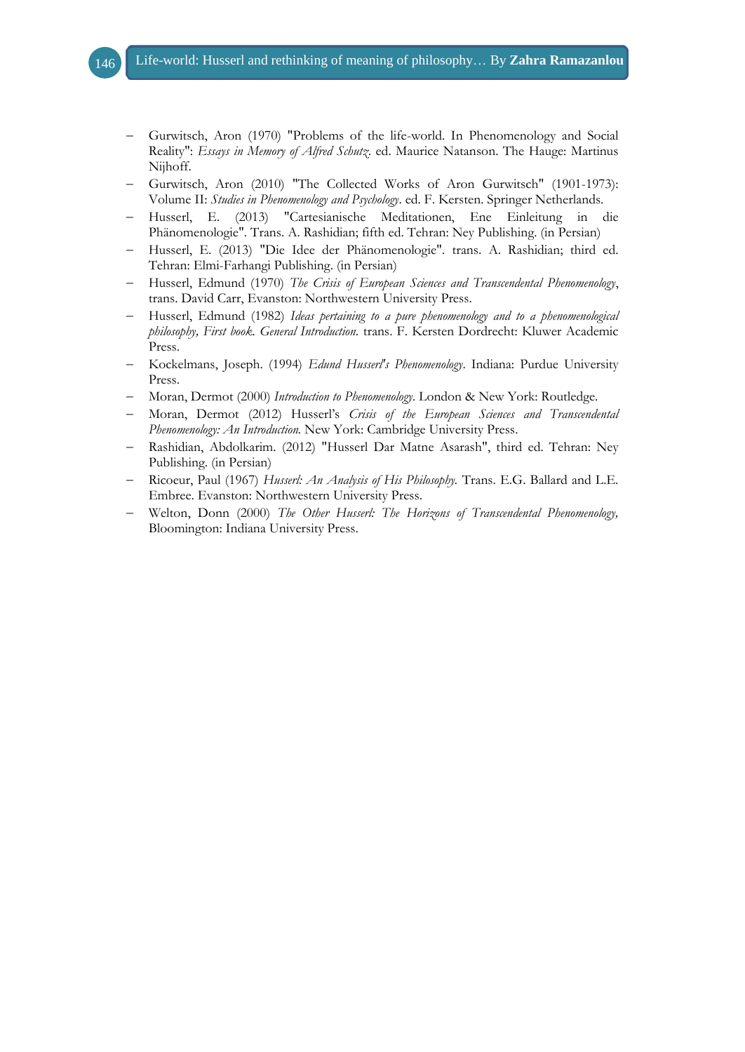- Gurwitsch, Aron (1970) "Problems of the life-world. In Phenomenology and Social Reality": *Essays in Memory of Alfred Schutz*. ed. Maurice Natanson. The Hauge: Martinus Nijhoff.
- Gurwitsch, Aron (2010) "The Collected Works of Aron Gurwitsch" (1901-1973): Volume II: *Studies in Phenomenology and Psychology*. ed. F. Kersten. Springer Netherlands.
- Husserl, E. (2013) "Cartesianische Meditationen, Ene Einleitung in die Phänomenologie". Trans. A. Rashidian; fifth ed. Tehran: Ney Publishing. (in Persian)
- Husserl, E. (2013) "Die Idee der Phänomenologie". trans. A. Rashidian; third ed. Tehran: Elmi-Farhangi Publishing. (in Persian)
- Husserl, Edmund (1970) *The Crisis of European Sciences and Transcendental Phenomenology*, trans. David Carr, Evanston: Northwestern University Press.
- Husserl, Edmund (1982) *Ideas pertaining to a pure phenomenology and to a phenomenological philosophy, First book. General Introduction.* trans. F. Kersten Dordrecht: Kluwer Academic Press.
- Kockelmans, Joseph. (1994) *Edund Husserl's Phenomenology*. Indiana: Purdue University Press.
- Moran, Dermot (2000) *Introduction to Phenomenology*. London & New York: Routledge.
- Moran, Dermot (2012) Husserl's *Crisis of the European Sciences and Transcendental Phenomenology: An Introduction.* New York: Cambridge University Press.
- Rashidian, Abdolkarim. (2012) "Husserl Dar Matne Asarash", third ed. Tehran: Ney Publishing. (in Persian)
- Ricoeur, Paul (1967) *Husserl: An Analysis of His Philosophy.* Trans. E.G. Ballard and L.E. Embree. Evanston: Northwestern University Press.
- Welton, Donn (2000) *The Other Husserl: The Horizons of Transcendental Phenomenology,* Bloomington: Indiana University Press.